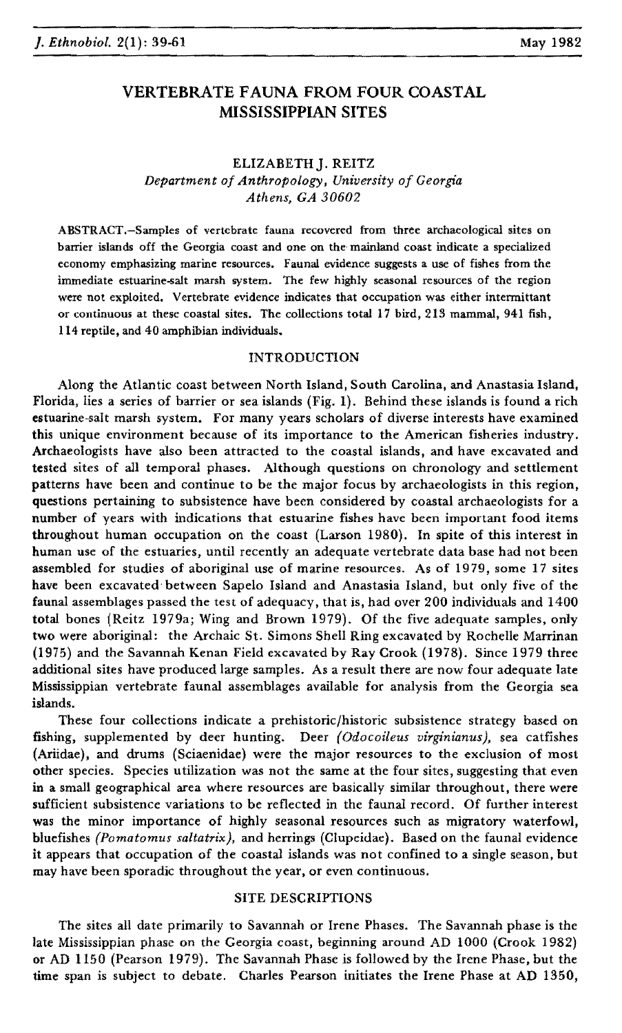# VERTEBRATE FAUNA FROM FOUR COASTAL MISSISSIPPIAN SITES

ELIZABETH J. REITZ
*Department of Anthropology, University of Georgia*
*Athens, GA 30602*

ABSTRACT.–Samples of vertebrate fauna recovered from three archaeological sites on barrier islands off the Georgia coast and one on the mainland coast indicate a specialized economy emphasizing marine resources. Faunal evidence suggests a use of fishes from the immediate estuarine-salt marsh system. The few highly seasonal resources of the region were not exploited. Vertebrate evidence indicates that occupation was either intermittant or continuous at these coastal sites. The collections total 17 bird, 213 mammal, 941 fish, 114 reptile, and 40 amphibian individuals.

## INTRODUCTION

Along the Atlantic coast between North Island, South Carolina, and Anastasia Island, Florida, lies a series of barrier or sea islands (Fig. 1). Behind these islands is found a rich estuarine-salt marsh system. For many years scholars of diverse interests have examined this unique environment because of its importance to the American fisheries industry. Archaeologists have also been attracted to the coastal islands, and have excavated and tested sites of all temporal phases. Although questions on chronology and settlement patterns have been and continue to be the major focus by archaeologists in this region, questions pertaining to subsistence have been considered by coastal archaeologists for a number of years with indications that estuarine fishes have been important food items throughout human occupation on the coast (Larson 1980). In spite of this interest in human use of the estuaries, until recently an adequate vertebrate data base had not been assembled for studies of aboriginal use of marine resources. As of 1979, some 17 sites have been excavated between Sapelo Island and Anastasia Island, but only five of the faunal assemblages passed the test of adequacy, that is, had over 200 individuals and 1400 total bones (Reitz 1979a; Wing and Brown 1979). Of the five adequate samples, only two were aboriginal: the Archaic St. Simons Shell Ring excavated by Rochelle Marrinan (1975) and the Savannah Kenan Field excavated by Ray Crook (1978). Since 1979 three additional sites have produced large samples. As a result there are now four adequate late Mississippian vertebrate faunal assemblages available for analysis from the Georgia sea islands.

These four collections indicate a prehistoric/historic subsistence strategy based on fishing, supplemented by deer hunting. Deer *(Odocoileus virginianus)*, sea catfishes (Ariidae), and drums (Sciaenidae) were the major resources to the exclusion of most other species. Species utilization was not the same at the four sites, suggesting that even in a small geographical area where resources are basically similar throughout, there were sufficient subsistence variations to be reflected in the faunal record. Of further interest was the minor importance of highly seasonal resources such as migratory waterfowl, bluefishes *(Pomatomus saltatrix)*, and herrings (Clupeidae). Based on the faunal evidence it appears that occupation of the coastal islands was not confined to a single season, but may have been sporadic throughout the year, or even continuous.

## SITE DESCRIPTIONS

The sites all date primarily to Savannah or Irene Phases. The Savannah phase is the late Mississippian phase on the Georgia coast, beginning around AD 1000 (Crook 1982) or AD 1150 (Pearson 1979). The Savannah Phase is followed by the Irene Phase, but the time span is subject to debate. Charles Pearson initiates the Irene Phase at AD 1350,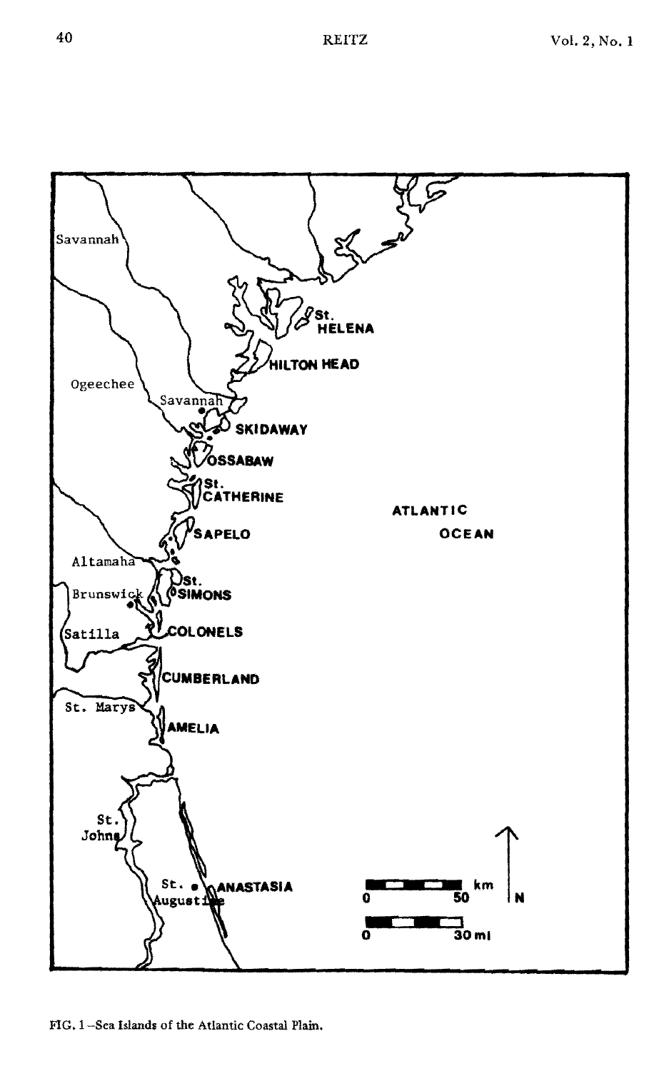FIG. 1 –Sea Islands of the Atlantic Coastal Plain.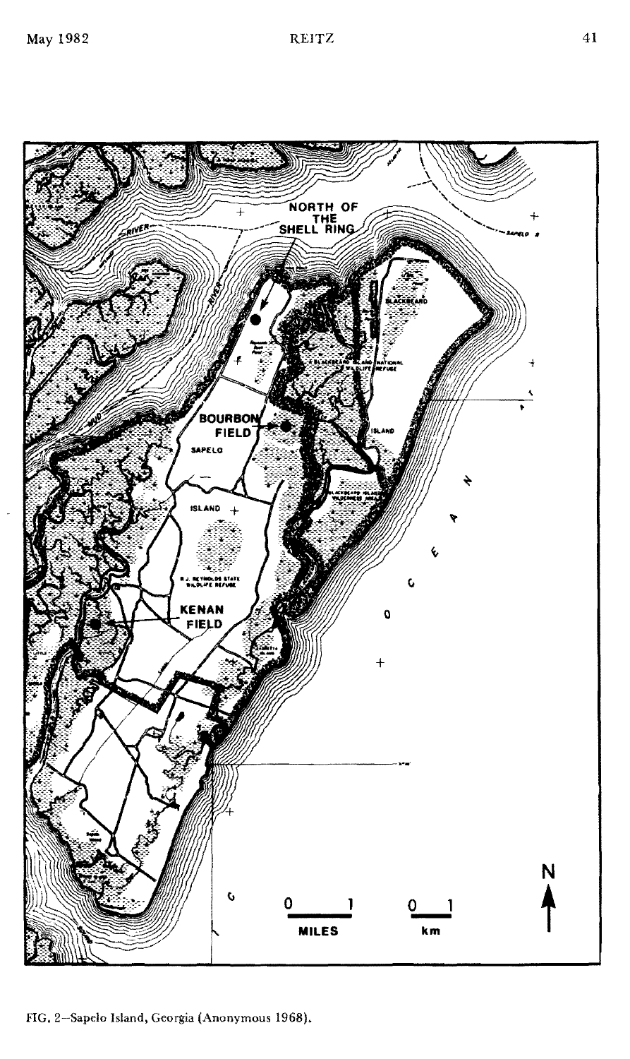FIG. 2—Sapelo Island, Georgia (Anonymous 1968).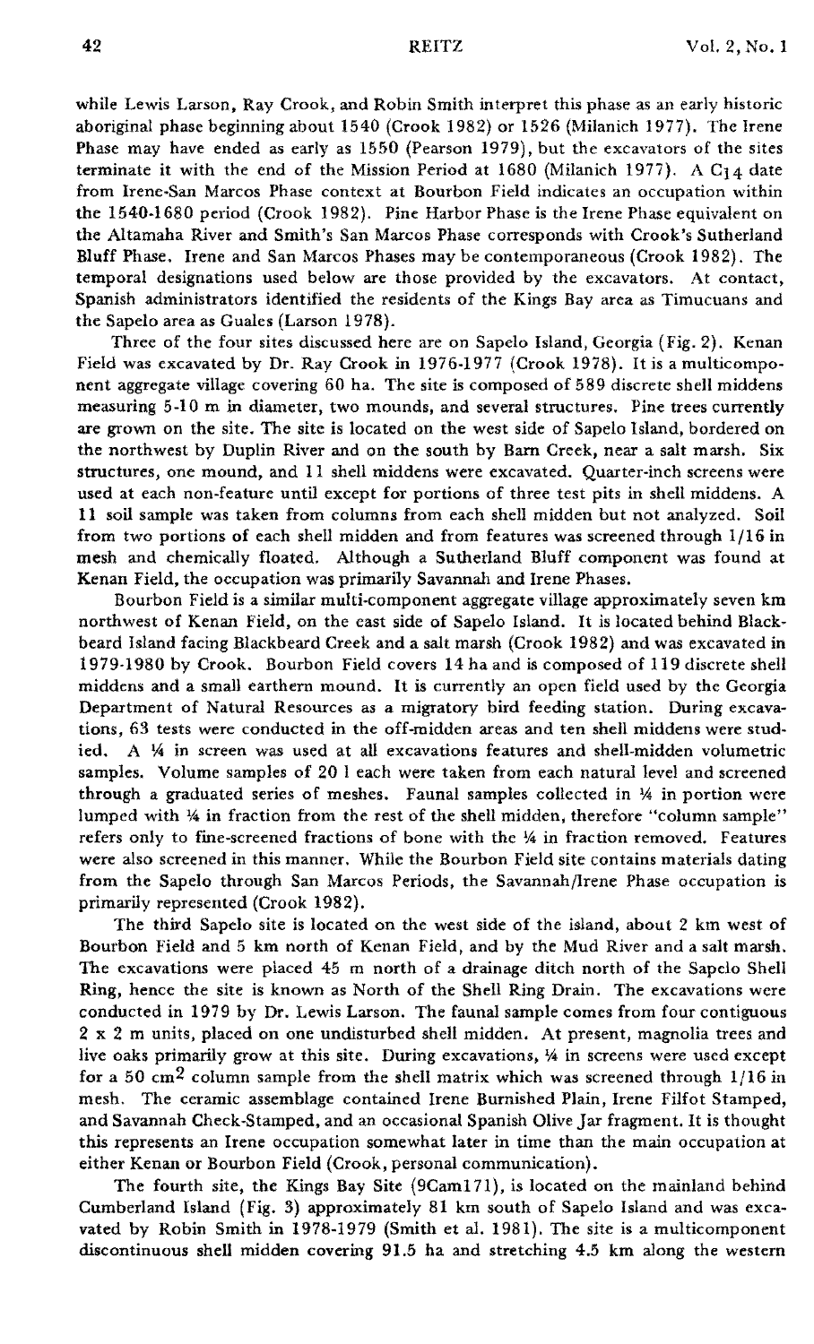while Lewis Larson, Ray Crook, and Robin Smith interpret this phase as an early historic aboriginal phase beginning about 1540 (Crook 1982) or 1526 (Milanich 1977). The Irene Phase may have ended as early as 1550 (Pearson 1979), but the excavators of the sites terminate it with the end of the Mission Period at 1680 (Milanich 1977). A $C_{14}$ date from Irene-San Marcos Phase context at Bourbon Field indicates an occupation within the 1540-1680 period (Crook 1982). Pine Harbor Phase is the Irene Phase equivalent on the Altamaha River and Smith's San Marcos Phase corresponds with Crook's Sutherland Bluff Phase. Irene and San Marcos Phases may be contemporaneous (Crook 1982). The temporal designations used below are those provided by the excavators. At contact, Spanish administrators identified the residents of the Kings Bay area as Timucuans and the Sapelo area as Guales (Larson 1978).

Three of the four sites discussed here are on Sapelo Island, Georgia (Fig. 2). Kenan Field was excavated by Dr. Ray Crook in 1976-1977 (Crook 1978). It is a multicomponent aggregate village covering 60 ha. The site is composed of 589 discrete shell middens measuring 5-10 m in diameter, two mounds, and several structures. Pine trees currently are grown on the site. The site is located on the west side of Sapelo Island, bordered on the northwest by Duplin River and on the south by Barn Creek, near a salt marsh. Six structures, one mound, and 11 shell middens were excavated. Quarter-inch screens were used at each non-feature until except for portions of three test pits in shell middens. A 1l soil sample was taken from columns from each shell midden but not analyzed. Soil from two portions of each shell midden and from features was screened through 1/16 in mesh and chemically floated. Although a Sutherland Bluff component was found at Kenan Field, the occupation was primarily Savannah and Irene Phases.

Bourbon Field is a similar multi-component aggregate village approximately seven km northwest of Kenan Field, on the east side of Sapelo Island. It is located behind Blackbeard Island facing Blackbeard Creek and a salt marsh (Crook 1982) and was excavated in 1979-1980 by Crook. Bourbon Field covers 14 ha and is composed of 119 discrete shell middens and a small earthern mound. It is currently an open field used by the Georgia Department of Natural Resources as a migratory bird feeding station. During excavations, 63 tests were conducted in the off-midden areas and ten shell middens were studied. A ¼ in screen was used at all excavations features and shell-midden volumetric samples. Volume samples of 20 l each were taken from each natural level and screened through a graduated series of meshes. Faunal samples collected in ¼ in portion were lumped with ¼ in fraction from the rest of the shell midden, therefore "column sample" refers only to fine-screened fractions of bone with the ¼ in fraction removed. Features were also screened in this manner. While the Bourbon Field site contains materials dating from the Sapelo through San Marcos Periods, the Savannah/Irene Phase occupation is primarily represented (Crook 1982).

The third Sapelo site is located on the west side of the island, about 2 km west of Bourbon Field and 5 km north of Kenan Field, and by the Mud River and a salt marsh. The excavations were placed 45 m north of a drainage ditch north of the Sapelo Shell Ring, hence the site is known as North of the Shell Ring Drain. The excavations were conducted in 1979 by Dr. Lewis Larson. The faunal sample comes from four contiguous 2 x 2 m units, placed on one undisturbed shell midden. At present, magnolia trees and live oaks primarily grow at this site. During excavations, ¼ in screens were used except for a 50 $cm^2$ column sample from the shell matrix which was screened through 1/16 in mesh. The ceramic assemblage contained Irene Burnished Plain, Irene Filfot Stamped, and Savannah Check-Stamped, and an occasional Spanish Olive Jar fragment. It is thought this represents an Irene occupation somewhat later in time than the main occupation at either Kenan or Bourbon Field (Crook, personal communication).

The fourth site, the Kings Bay Site (9Cam171), is located on the mainland behind Cumberland Island (Fig. 3) approximately 81 km south of Sapelo Island and was excavated by Robin Smith in 1978-1979 (Smith et al. 1981). The site is a multicomponent discontinuous shell midden covering 91.5 ha and stretching 4.5 km along the western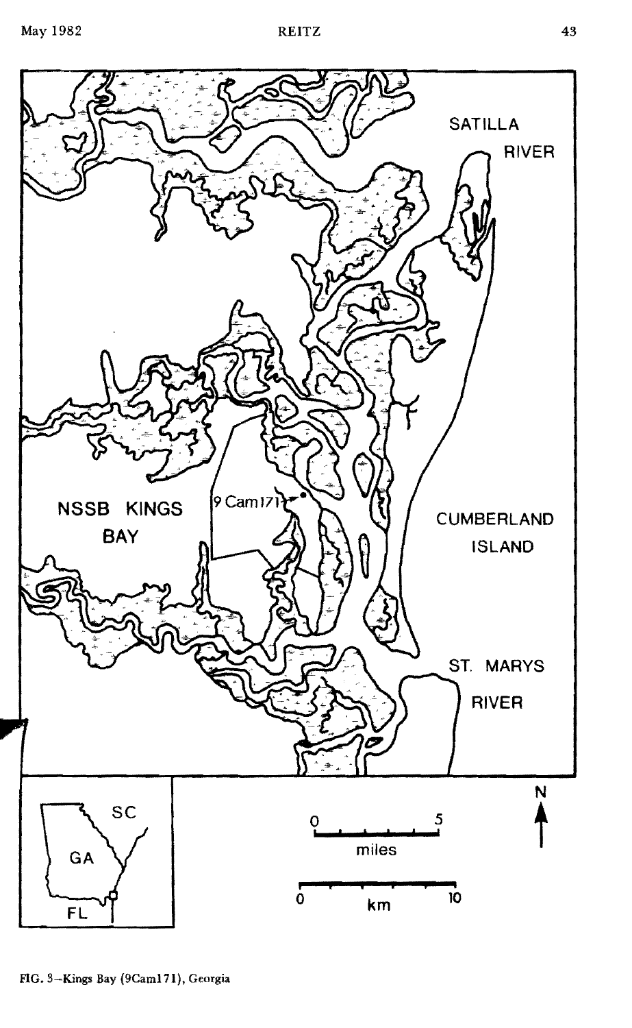FIG. 3—Kings Bay (9Cam171), Georgia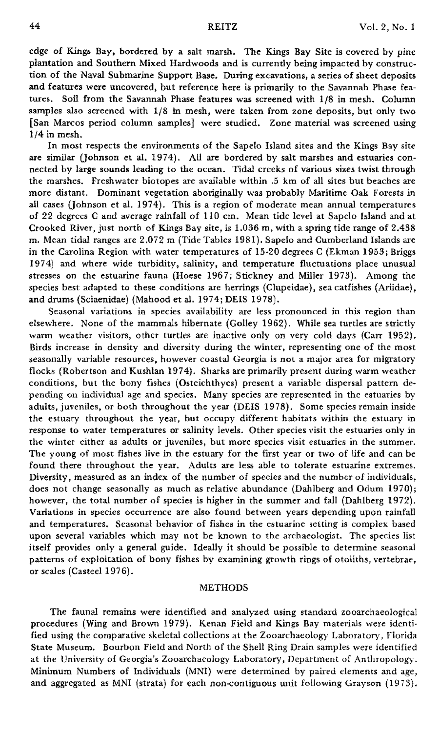edge of Kings Bay, bordered by a salt marsh. The Kings Bay Site is covered by pine plantation and Southern Mixed Hardwoods and is currently being impacted by construction of the Naval Submarine Support Base. During excavations, a series of sheet deposits and features were uncovered, but reference here is primarily to the Savannah Phase features. Soil from the Savannah Phase features was screened with 1/8 in mesh. Column samples also screened with 1/8 in mesh, were taken from zone deposits, but only two [San Marcos period column samples] were studied. Zone material was screened using 1/4 in mesh.

In most respects the environments of the Sapelo Island sites and the Kings Bay site are similar (Johnson et al. 1974). All are bordered by salt marshes and estuaries connected by large sounds leading to the ocean. Tidal creeks of various sizes twist through the marshes. Freshwater biotopes are available within .5 km of all sites but beaches are more distant. Dominant vegetation aboriginally was probably Maritime Oak Forests in all cases (Johnson et al. 1974). This is a region of moderate mean annual temperatures of 22 degrees C and average rainfall of 110 cm. Mean tide level at Sapelo Island and at Crooked River, just north of Kings Bay site, is 1.036 m, with a spring tide range of 2.438 m. Mean tidal ranges are 2.072 m (Tide Tables 1981). Sapelo and Cumberland Islands are in the Carolina Region with water temperatures of 15-20 degrees C (Ekman 1953; Briggs 1974) and where wide turbidity, salinity, and temperature fluctuations place unusual stresses on the estuarine fauna (Hoese 1967; Stickney and Miller 1973). Among the species best adapted to these conditions are herrings (Clupeidae), sea catfishes (Ariidae), and drums (Sciaenidae) (Mahood et al. 1974; DEIS 1978).

Seasonal variations in species availability are less pronounced in this region than elsewhere. None of the mammals hibernate (Golley 1962). While sea turtles are strictly warm weather visitors, other turtles are inactive only on very cold days (Carr 1952). Birds increase in density and diversity during the winter, representing one of the most seasonally variable resources, however coastal Georgia is not a major area for migratory flocks (Robertson and Kushlan 1974). Sharks are primarily present during warm weather conditions, but the bony fishes (Osteichthyes) present a variable dispersal pattern depending on individual age and species. Many species are represented in the estuaries by adults, juveniles, or both throughout the year (DEIS 1978). Some species remain inside the estuary throughout the year, but occupy different habitats within the estuary in response to water temperatures or salinity levels. Other species visit the estuaries only in the winter either as adults or juveniles, but more species visit estuaries in the summer. The young of most fishes live in the estuary for the first year or two of life and can be found there throughout the year. Adults are less able to tolerate estuarine extremes. Diversity, measured as an index of the number of species and the number of individuals, does not change seasonally as much as relative abundance (Dahlberg and Odum 1970); however, the total number of species is higher in the summer and fall (Dahlberg 1972). Variations in species occurrence are also found between years depending upon rainfall and temperatures. Seasonal behavior of fishes in the estuarine setting is complex based upon several variables which may not be known to the archaeologist. The species list itself provides only a general guide. Ideally it should be possible to determine seasonal patterns of exploitation of bony fishes by examining growth rings of otoliths, vertebrae, or scales (Casteel 1976).

## METHODS

The faunal remains were identified and analyzed using standard zooarchaeological procedures (Wing and Brown 1979). Kenan Field and Kings Bay materials were identified using the comparative skeletal collections at the Zooarchaeology Laboratory, Florida State Museum. Bourbon Field and North of the Shell Ring Drain samples were identified at the University of Georgia's Zooarchaeology Laboratory, Department of Anthropology. Minimum Numbers of Individuals (MNI) were determined by paired elements and age, and aggregated as MNI (strata) for each non-contiguous unit following Grayson (1973).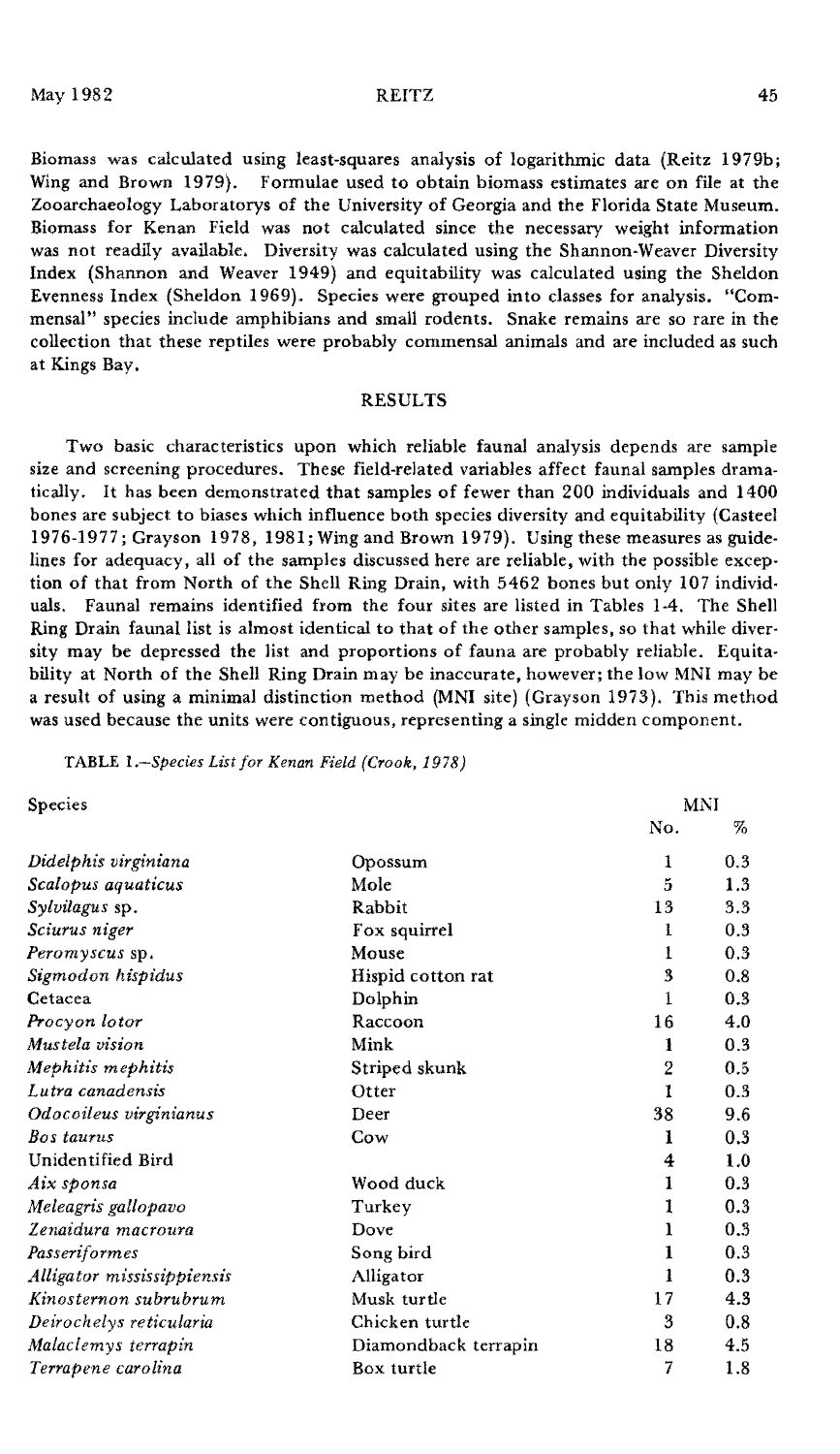Biomass was calculated using least-squares analysis of logarithmic data (Reitz 1979b; Wing and Brown 1979). Formulae used to obtain biomass estimates are on file at the Zooarchaeology Laboratorys of the University of Georgia and the Florida State Museum. Biomass for Kenan Field was not calculated since the necessary weight information was not readily available. Diversity was calculated using the Shannon-Weaver Diversity Index (Shannon and Weaver 1949) and equitability was calculated using the Sheldon Evenness Index (Sheldon 1969). Species were grouped into classes for analysis. "Commensal" species include amphibians and small rodents. Snake remains are so rare in the collection that these reptiles were probably commensal animals and are included as such at Kings Bay.

## RESULTS

Two basic characteristics upon which reliable faunal analysis depends are sample size and screening procedures. These field-related variables affect faunal samples dramatically. It has been demonstrated that samples of fewer than 200 individuals and 1400 bones are subject to biases which influence both species diversity and equitability (Casteel 1976-1977; Grayson 1978, 1981; Wing and Brown 1979). Using these measures as guidelines for adequacy, all of the samples discussed here are reliable, with the possible exception of that from North of the Shell Ring Drain, with 5462 bones but only 107 individuals. Faunal remains identified from the four sites are listed in Tables 1-4. The Shell Ring Drain faunal list is almost identical to that of the other samples, so that while diversity may be depressed the list and proportions of fauna are probably reliable. Equitability at North of the Shell Ring Drain may be inaccurate, however; the low MNI may be a result of using a minimal distinction method (MNI site) (Grayson 1973). This method was used because the units were contiguous, representing a single midden component.

TABLE 1.—*Species List for Kenan Field (Crook, 1978)*

| Species | | MNI No. | MNI % |
|---|---|---|---|
| *Didelphis virginiana* | Opossum | 1 | 0.3 |
| *Scalopus aquaticus* | Mole | 5 | 1.3 |
| *Sylvilagus* sp. | Rabbit | 13 | 3.3 |
| *Sciurus niger* | Fox squirrel | 1 | 0.3 |
| *Peromyscus* sp. | Mouse | 1 | 0.3 |
| *Sigmodon hispidus* | Hispid cotton rat | 3 | 0.8 |
| Cetacea | Dolphin | 1 | 0.3 |
| *Procyon lotor* | Raccoon | 16 | 4.0 |
| *Mustela vision* | Mink | 1 | 0.3 |
| *Mephitis mephitis* | Striped skunk | 2 | 0.5 |
| *Lutra canadensis* | Otter | 1 | 0.3 |
| *Odocoileus virginianus* | Deer | 38 | 9.6 |
| *Bos taurus* | Cow | 1 | 0.3 |
| Unidentified Bird | | 4 | 1.0 |
| *Aix sponsa* | Wood duck | 1 | 0.3 |
| *Meleagris gallopavo* | Turkey | 1 | 0.3 |
| *Zenaidura macroura* | Dove | 1 | 0.3 |
| *Passeriformes* | Song bird | 1 | 0.3 |
| *Alligator mississippiensis* | Alligator | 1 | 0.3 |
| *Kinosternon subrubrum* | Musk turtle | 17 | 4.3 |
| *Deirochelys reticularia* | Chicken turtle | 3 | 0.8 |
| *Malaclemys terrapin* | Diamondback terrapin | 18 | 4.5 |
| *Terrapene carolina* | Box turtle | 7 | 1.8 |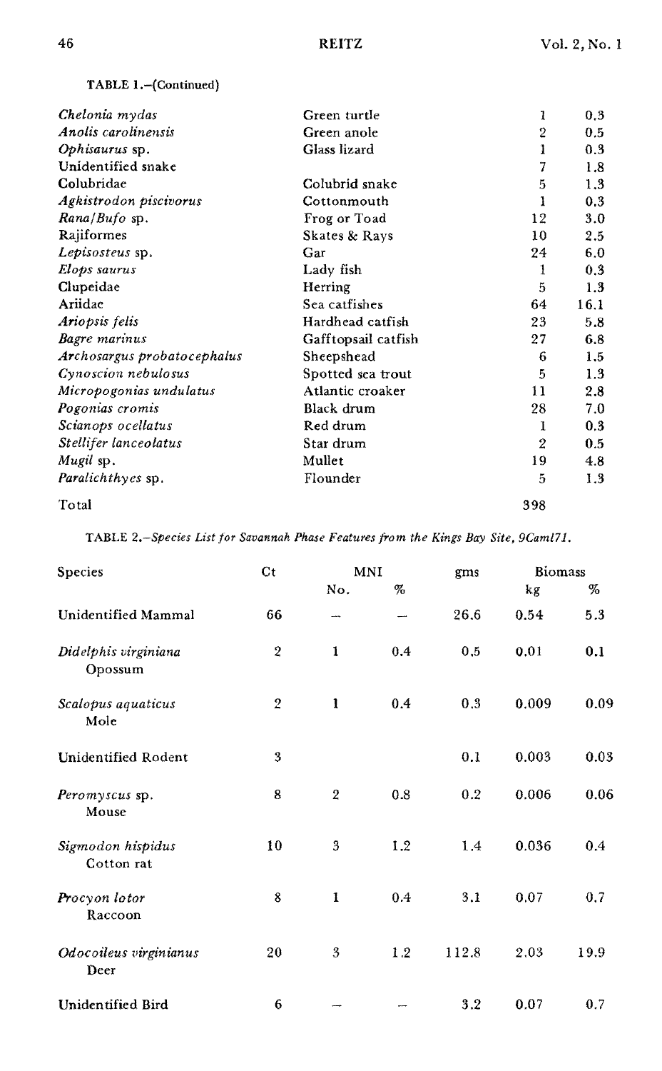TABLE 1.–(Continued)

| | | | |
|---|---|---|---|
| *Chelonia mydas* | Green turtle | 1 | 0.3 |
| *Anolis carolinensis* | Green anole | 2 | 0.5 |
| *Ophisaurus* sp. | Glass lizard | 1 | 0.3 |
| Unidentified snake | | 7 | 1.8 |
| Colubridae | Colubrid snake | 5 | 1.3 |
| *Agkistrodon piscivorus* | Cottonmouth | 1 | 0.3 |
| *Rana/Bufo* sp. | Frog or Toad | 12 | 3.0 |
| Rajiformes | Skates & Rays | 10 | 2.5 |
| *Lepisosteus* sp. | Gar | 24 | 6.0 |
| *Elops saurus* | Lady fish | 1 | 0.3 |
| Clupeidae | Herring | 5 | 1.3 |
| Ariidae | Sea catfishes | 64 | 16.1 |
| *Ariopsis felis* | Hardhead catfish | 23 | 5.8 |
| *Bagre marinus* | Gafftopsail catfish | 27 | 6.8 |
| *Archosargus probatocephalus* | Sheepshead | 6 | 1.5 |
| *Cynoscion nebulosus* | Spotted sea trout | 5 | 1.3 |
| *Micropogonias undulatus* | Atlantic croaker | 11 | 2.8 |
| *Pogonias cromis* | Black drum | 28 | 7.0 |
| *Scianops ocellatus* | Red drum | 1 | 0.3 |
| *Stellifer lanceolatus* | Star drum | 2 | 0.5 |
| *Mugil* sp. | Mullet | 19 | 4.8 |
| *Paralichthyes* sp. | Flounder | 5 | 1.3 |
| Total | | 398 | |

TABLE 2.–*Species List for Savannah Phase Features from the Kings Bay Site, 9Caml71.*

| Species | Ct | MNI | | gms | Biomass | |
|---|---|---|---|---|---|---|
| | | No. | % | | kg | % |
| Unidentified Mammal | 66 | — | — | 26.6 | 0.54 | 5.3 |
| *Didelphis virginiana* Opossum | 2 | 1 | 0.4 | 0.5 | 0.01 | 0.1 |
| *Scalopus aquaticus* Mole | 2 | 1 | 0.4 | 0.3 | 0.009 | 0.09 |
| Unidentified Rodent | 3 | | | 0.1 | 0.003 | 0.03 |
| *Peromyscus* sp. Mouse | 8 | 2 | 0.8 | 0.2 | 0.006 | 0.06 |
| *Sigmodon hispidus* Cotton rat | 10 | 3 | 1.2 | 1.4 | 0.036 | 0.4 |
| *Procyon lotor* Raccoon | 8 | 1 | 0.4 | 3.1 | 0.07 | 0.7 |
| *Odocoileus virginianus* Deer | 20 | 3 | 1.2 | 112.8 | 2.03 | 19.9 |
| Unidentified Bird | 6 | — | — | 3.2 | 0.07 | 0.7 |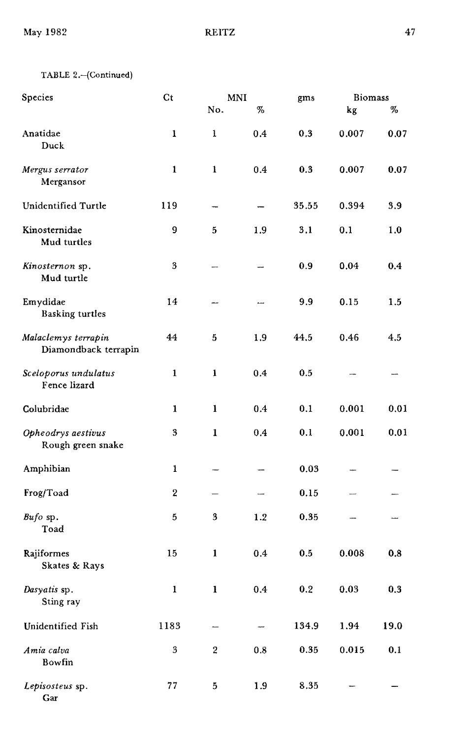TABLE 2.—(Continued)

| Species | Ct | MNI | | gms | Biomass | |
|---|---|---|---|---|---|---|
| | | No. | % | | kg | % |
| Anatidae<br>Duck | 1 | 1 | 0.4 | 0.3 | 0.007 | 0.07 |
| *Mergus serrator*<br>Mergansor | 1 | 1 | 0.4 | 0.3 | 0.007 | 0.07 |
| Unidentified Turtle | 119 | – | – | 35.55 | 0.394 | 3.9 |
| Kinosternidae<br>Mud turtles | 9 | 5 | 1.9 | 3.1 | 0.1 | 1.0 |
| *Kinosternon* sp.<br>Mud turtle | 3 | – | – | 0.9 | 0.04 | 0.4 |
| Emydidae<br>Basking turtles | 14 | – | – | 9.9 | 0.15 | 1.5 |
| *Malaclemys terrapin*<br>Diamondback terrapin | 44 | 5 | 1.9 | 44.5 | 0.46 | 4.5 |
| *Sceloporus undulatus*<br>Fence lizard | 1 | 1 | 0.4 | 0.5 | – | – |
| Colubridae | 1 | 1 | 0.4 | 0.1 | 0.001 | 0.01 |
| *Opheodrys aestivus*<br>Rough green snake | 3 | 1 | 0.4 | 0.1 | 0.001 | 0.01 |
| Amphibian | 1 | – | – | 0.03 | – | – |
| Frog/Toad | 2 | – | – | 0.15 | – | – |
| *Bufo* sp.<br>Toad | 5 | 3 | 1.2 | 0.35 | – | – |
| Rajiformes<br>Skates & Rays | 15 | 1 | 0.4 | 0.5 | 0.008 | 0.8 |
| *Dasyatis* sp.<br>Sting ray | 1 | 1 | 0.4 | 0.2 | 0.03 | 0.3 |
| Unidentified Fish | 1183 | – | – | 134.9 | 1.94 | 19.0 |
| *Amia calva*<br>Bowfin | 3 | 2 | 0.8 | 0.35 | 0.015 | 0.1 |
| *Lepisosteus* sp.<br>Gar | 77 | 5 | 1.9 | 8.35 | – | – |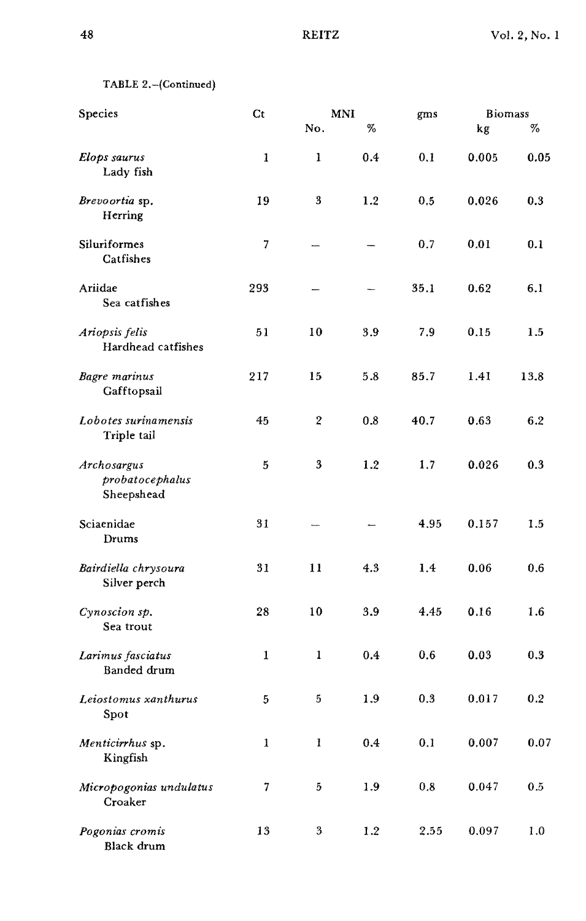TABLE 2.–(Continued)

| Species | Ct | MNI | | gms | Biomass | |
|---|---|---|---|---|---|---|
| | | No. | % | | kg | % |
| *Elops saurus* Lady fish | 1 | 1 | 0.4 | 0.1 | 0.005 | 0.05 |
| *Brevoortia* sp. Herring | 19 | 3 | 1.2 | 0.5 | 0.026 | 0.3 |
| Siluriformes Catfishes | 7 | – | – | 0.7 | 0.01 | 0.1 |
| Ariidae Sea catfishes | 293 | – | – | 35.1 | 0.62 | 6.1 |
| *Ariopsis felis* Hardhead catfishes | 51 | 10 | 3.9 | 7.9 | 0.15 | 1.5 |
| *Bagre marinus* Gafftopsail | 217 | 15 | 5.8 | 85.7 | 1.41 | 13.8 |
| *Lobotes surinamensis* Triple tail | 45 | 2 | 0.8 | 40.7 | 0.63 | 6.2 |
| *Archosargus probatocephalus* Sheepshead | 5 | 3 | 1.2 | 1.7 | 0.026 | 0.3 |
| Sciaenidae Drums | 31 | – | – | 4.95 | 0.157 | 1.5 |
| *Bairdiella chrysoura* Silver perch | 31 | 11 | 4.3 | 1.4 | 0.06 | 0.6 |
| *Cynoscion sp.* Sea trout | 28 | 10 | 3.9 | 4.45 | 0.16 | 1.6 |
| *Larimus fasciatus* Banded drum | 1 | 1 | 0.4 | 0.6 | 0.03 | 0.3 |
| *Leiostomus xanthurus* Spot | 5 | 5 | 1.9 | 0.3 | 0.017 | 0.2 |
| *Menticirrhus* sp. Kingfish | 1 | 1 | 0.4 | 0.1 | 0.007 | 0.07 |
| *Micropogonias undulatus* Croaker | 7 | 5 | 1.9 | 0.8 | 0.047 | 0.5 |
| *Pogonias cromis* Black drum | 13 | 3 | 1.2 | 2.55 | 0.097 | 1.0 |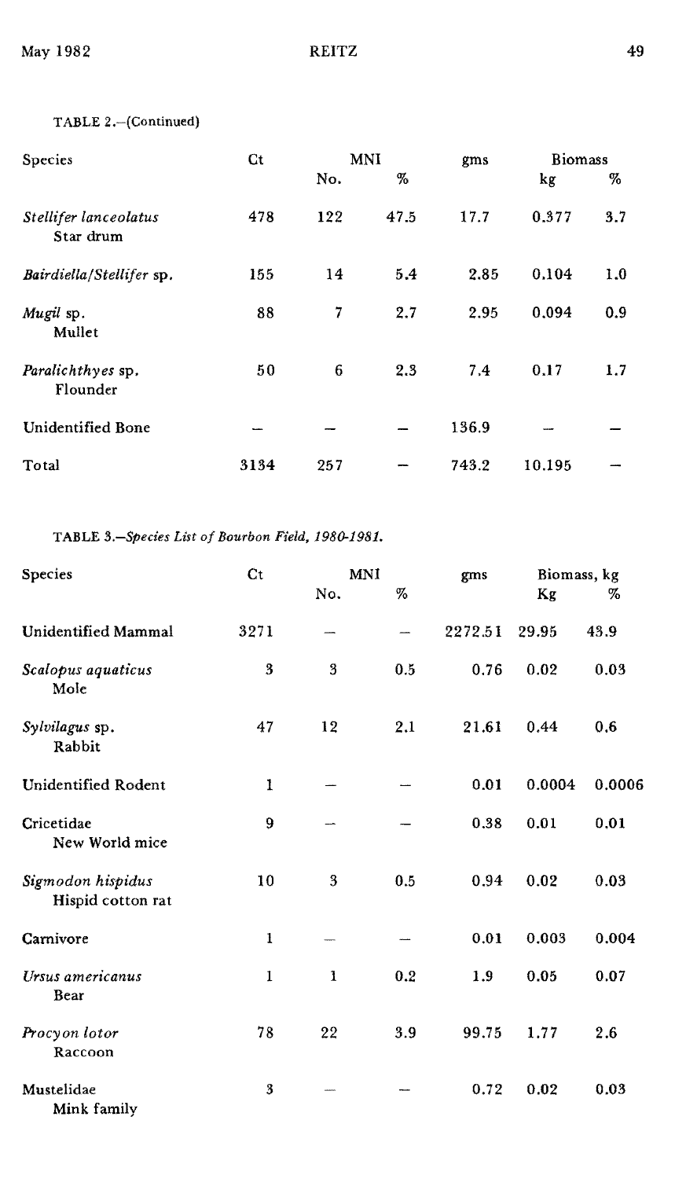TABLE 2.—(Continued)

| Species | Ct | MNI | | gms | Biomass | |
|---|---|---|---|---|---|---|
| | | No. | % | | kg | % |
| *Stellifer lanceolatus* Star drum | 478 | 122 | 47.5 | 17.7 | 0.377 | 3.7 |
| *Bairdiella/Stellifer* sp. | 155 | 14 | 5.4 | 2.85 | 0.104 | 1.0 |
| *Mugil* sp. Mullet | 88 | 7 | 2.7 | 2.95 | 0.094 | 0.9 |
| *Paralichthyes* sp. Flounder | 50 | 6 | 2.3 | 7.4 | 0.17 | 1.7 |
| Unidentified Bone | — | — | — | 136.9 | — | — |
| Total | 3134 | 257 | — | 743.2 | 10.195 | — |

TABLE 3.—*Species List of Bourbon Field, 1980-1981.*

| Species | Ct | MNI | | gms | Biomass, kg | |
|---|---|---|---|---|---|---|
| | | No. | % | | Kg | % |
| Unidentified Mammal | 3271 | — | — | 2272.51 | 29.95 | 43.9 |
| *Scalopus aquaticus* Mole | 3 | 3 | 0.5 | 0.76 | 0.02 | 0.03 |
| *Sylvilagus* sp. Rabbit | 47 | 12 | 2.1 | 21.61 | 0.44 | 0.6 |
| Unidentified Rodent | 1 | — | — | 0.01 | 0.0004 | 0.0006 |
| Cricetidae New World mice | 9 | — | — | 0.38 | 0.01 | 0.01 |
| *Sigmodon hispidus* Hispid cotton rat | 10 | 3 | 0.5 | 0.94 | 0.02 | 0.03 |
| Carnivore | 1 | — | — | 0.01 | 0.003 | 0.004 |
| *Ursus americanus* Bear | 1 | 1 | 0.2 | 1.9 | 0.05 | 0.07 |
| *Procyon lotor* Raccoon | 78 | 22 | 3.9 | 99.75 | 1.77 | 2.6 |
| Mustelidae Mink family | 3 | — | — | 0.72 | 0.02 | 0.03 |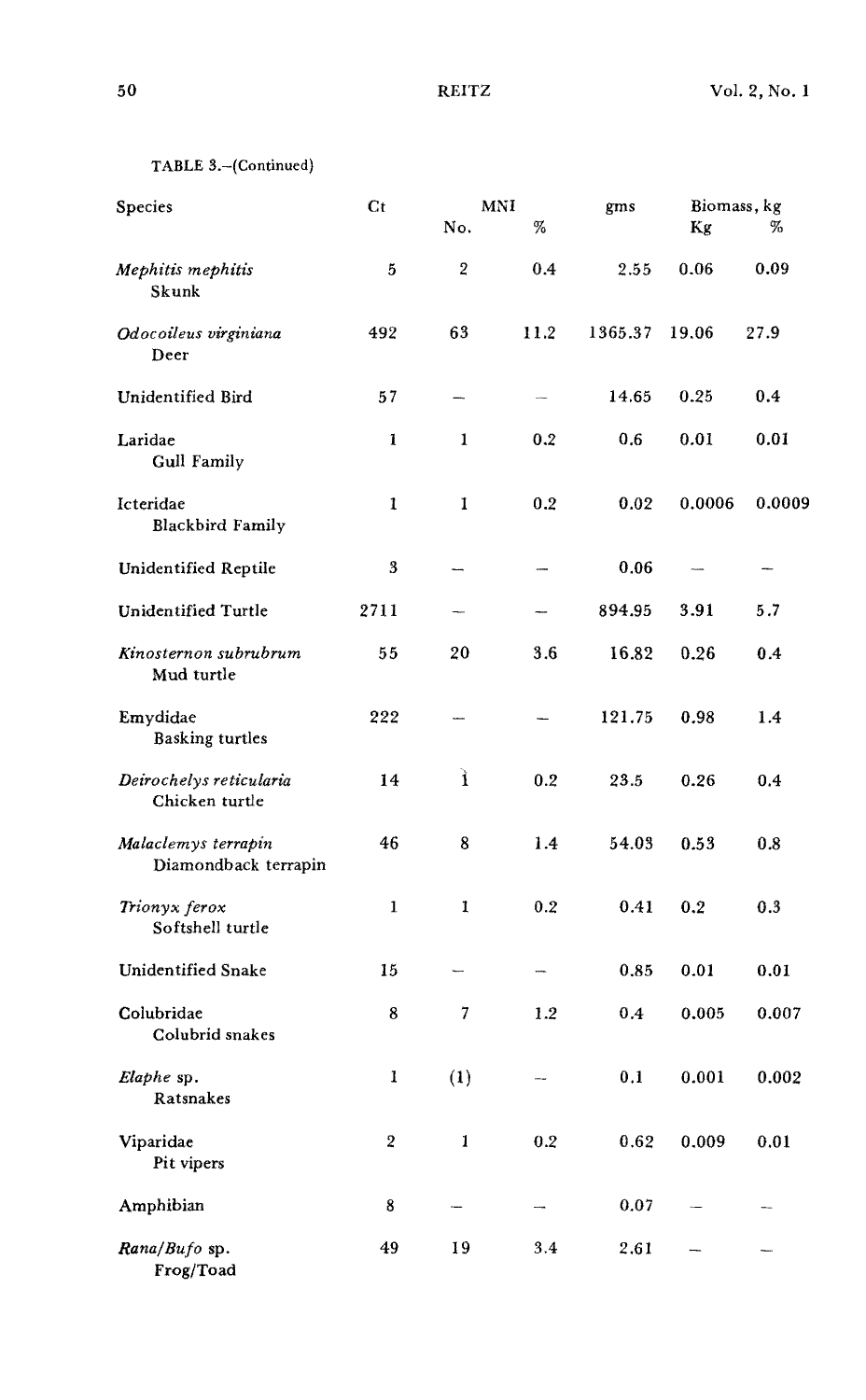TABLE 3.–(Continued)

| Species | Ct | MNI | | gms | Biomass, kg | |
|---|---|---|---|---|---|---|
| | | No. | % | | Kg | % |
| *Mephitis mephitis* Skunk | 5 | 2 | 0.4 | 2.55 | 0.06 | 0.09 |
| *Odocoileus virginiana* Deer | 492 | 63 | 11.2 | 1365.37 | 19.06 | 27.9 |
| Unidentified Bird | 57 | – | – | 14.65 | 0.25 | 0.4 |
| Laridae Gull Family | 1 | 1 | 0.2 | 0.6 | 0.01 | 0.01 |
| Icteridae Blackbird Family | 1 | 1 | 0.2 | 0.02 | 0.0006 | 0.0009 |
| Unidentified Reptile | 3 | – | – | 0.06 | – | – |
| Unidentified Turtle | 2711 | – | – | 894.95 | 3.91 | 5.7 |
| *Kinosternon subrubrum* Mud turtle | 55 | 20 | 3.6 | 16.82 | 0.26 | 0.4 |
| Emydidae Basking turtles | 222 | – | – | 121.75 | 0.98 | 1.4 |
| *Deirochelys reticularia* Chicken turtle | 14 | 1 | 0.2 | 23.5 | 0.26 | 0.4 |
| *Malaclemys terrapin* Diamondback terrapin | 46 | 8 | 1.4 | 54.03 | 0.53 | 0.8 |
| *Trionyx ferox* Softshell turtle | 1 | 1 | 0.2 | 0.41 | 0.2 | 0.3 |
| Unidentified Snake | 15 | – | – | 0.85 | 0.01 | 0.01 |
| Colubridae Colubrid snakes | 8 | 7 | 1.2 | 0.4 | 0.005 | 0.007 |
| *Elaphe* sp. Ratsnakes | 1 | (1) | – | 0.1 | 0.001 | 0.002 |
| Viparidae Pit vipers | 2 | 1 | 0.2 | 0.62 | 0.009 | 0.01 |
| Amphibian | 8 | – | – | 0.07 | – | – |
| *Rana/Bufo* sp. Frog/Toad | 49 | 19 | 3.4 | 2.61 | – | – |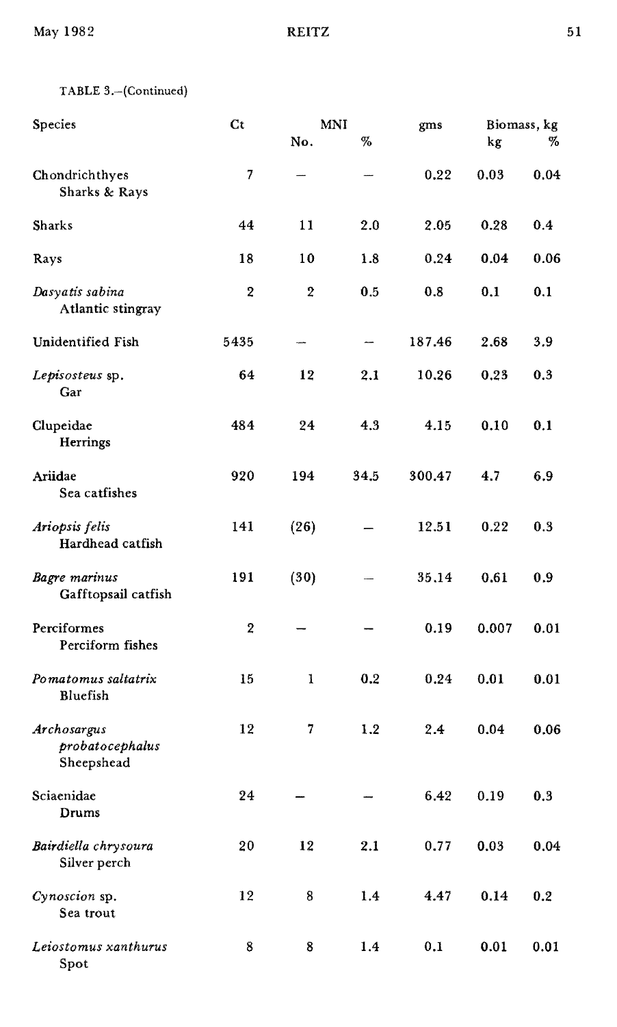TABLE 3.—(Continued)

| Species | Ct | MNI | | gms | Biomass, kg | |
|---|---|---|---|---|---|---|
| | | No. | % | | kg | % |
| Chondrichthyes Sharks & Rays | 7 | — | — | 0.22 | 0.03 | 0.04 |
| Sharks | 44 | 11 | 2.0 | 2.05 | 0.28 | 0.4 |
| Rays | 18 | 10 | 1.8 | 0.24 | 0.04 | 0.06 |
| *Dasyatis sabina* Atlantic stingray | 2 | 2 | 0.5 | 0.8 | 0.1 | 0.1 |
| Unidentified Fish | 5435 | — | — | 187.46 | 2.68 | 3.9 |
| *Lepisosteus* sp. Gar | 64 | 12 | 2.1 | 10.26 | 0.23 | 0.3 |
| Clupeidae Herrings | 484 | 24 | 4.3 | 4.15 | 0.10 | 0.1 |
| Ariidae Sea catfishes | 920 | 194 | 34.5 | 300.47 | 4.7 | 6.9 |
| *Ariopsis felis* Hardhead catfish | 141 | (26) | — | 12.51 | 0.22 | 0.3 |
| *Bagre marinus* Gafftopsail catfish | 191 | (30) | — | 35.14 | 0.61 | 0.9 |
| Perciformes Perciform fishes | 2 | — | — | 0.19 | 0.007 | 0.01 |
| *Pomatomus saltatrix* Bluefish | 15 | 1 | 0.2 | 0.24 | 0.01 | 0.01 |
| *Archosargus probatocephalus* Sheepshead | 12 | 7 | 1.2 | 2.4 | 0.04 | 0.06 |
| Sciaenidae Drums | 24 | — | — | 6.42 | 0.19 | 0.3 |
| *Bairdiella chrysoura* Silver perch | 20 | 12 | 2.1 | 0.77 | 0.03 | 0.04 |
| *Cynoscion* sp. Sea trout | 12 | 8 | 1.4 | 4.47 | 0.14 | 0.2 |
| *Leiostomus xanthurus* Spot | 8 | 8 | 1.4 | 0.1 | 0.01 | 0.01 |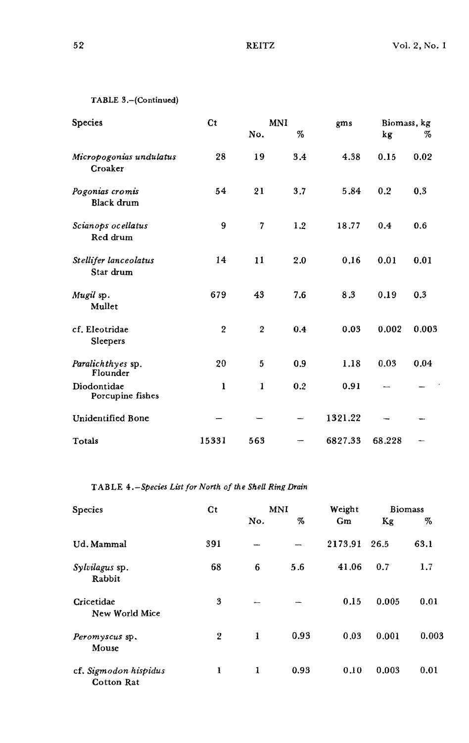TABLE 3.–(Continued)

| Species | Ct | MNI | | gms | Biomass, kg | |
|---|---|---|---|---|---|---|
| | | No. | % | | kg | % |
| *Micropogonias undulatus* Croaker | 28 | 19 | 3.4 | 4.38 | 0.15 | 0.02 |
| *Pogonias cromis* Black drum | 54 | 21 | 3.7 | 5.84 | 0.2 | 0.3 |
| *Scianops ocellatus* Red drum | 9 | 7 | 1.2 | 18.77 | 0.4 | 0.6 |
| *Stellifer lanceolatus* Star drum | 14 | 11 | 2.0 | 0.16 | 0.01 | 0.01 |
| *Mugil* sp. Mullet | 679 | 43 | 7.6 | 8.3 | 0.19 | 0.3 |
| cf. Eleotridae Sleepers | 2 | 2 | 0.4 | 0.03 | 0.002 | 0.003 |
| *Paralichthyes* sp. Flounder | 20 | 5 | 0.9 | 1.18 | 0.03 | 0.04 |
| Diodontidae Porcupine fishes | 1 | 1 | 0.2 | 0.91 | – | – |
| Unidentified Bone | – | – | – | 1321.22 | – | – |
| Totals | 15331 | 563 | – | 6827.33 | 68.228 | – |

TABLE 4.–*Species List for North of the Shell Ring Drain*

| Species | Ct | MNI | | Weight | Biomass | |
|---|---|---|---|---|---|---|
| | | No. | % | Gm | Kg | % |
| Ud. Mammal | 391 | – | – | 2173.91 | 26.5 | 63.1 |
| *Sylvilagus* sp. Rabbit | 68 | 6 | 5.6 | 41.06 | 0.7 | 1.7 |
| Cricetidae New World Mice | 3 | – | – | 0.15 | 0.005 | 0.01 |
| *Peromyscus* sp. Mouse | 2 | 1 | 0.93 | 0.03 | 0.001 | 0.003 |
| cf. *Sigmodon hispidus* Cotton Rat | 1 | 1 | 0.93 | 0.10 | 0.003 | 0.01 |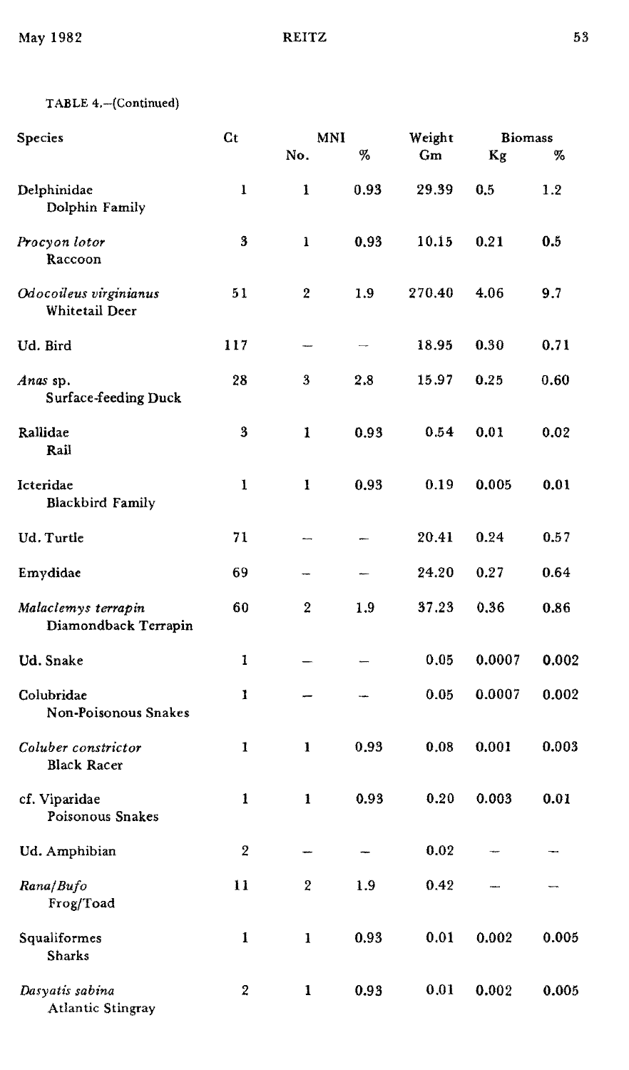TABLE 4.—(Continued)

| Species | Ct | MNI | | Weight | Biomass | |
|---|---|---|---|---|---|---|
| | | No. | % | Gm | Kg | % |
| Delphinidae<br>Dolphin Family | 1 | 1 | 0.93 | 29.39 | 0.5 | 1.2 |
| *Procyon lotor*<br>Raccoon | 3 | 1 | 0.93 | 10.15 | 0.21 | 0.5 |
| *Odocoileus virginianus*<br>Whitetail Deer | 51 | 2 | 1.9 | 270.40 | 4.06 | 9.7 |
| Ud. Bird | 117 | — | — | 18.95 | 0.30 | 0.71 |
| *Anas* sp.<br>Surface-feeding Duck | 28 | 3 | 2.8 | 15.97 | 0.25 | 0.60 |
| Rallidae<br>Rail | 3 | 1 | 0.93 | 0.54 | 0.01 | 0.02 |
| Icteridae<br>Blackbird Family | 1 | 1 | 0.93 | 0.19 | 0.005 | 0.01 |
| Ud. Turtle | 71 | — | — | 20.41 | 0.24 | 0.57 |
| Emydidae | 69 | — | — | 24.20 | 0.27 | 0.64 |
| *Malaclemys terrapin*<br>Diamondback Terrapin | 60 | 2 | 1.9 | 37.23 | 0.36 | 0.86 |
| Ud. Snake | 1 | — | — | 0.05 | 0.0007 | 0.002 |
| Colubridae<br>Non-Poisonous Snakes | 1 | — | — | 0.05 | 0.0007 | 0.002 |
| *Coluber constrictor*<br>Black Racer | 1 | 1 | 0.93 | 0.08 | 0.001 | 0.003 |
| cf. Viparidae<br>Poisonous Snakes | 1 | 1 | 0.93 | 0.20 | 0.003 | 0.01 |
| Ud. Amphibian | 2 | — | — | 0.02 | — | — |
| *Rana/Bufo*<br>Frog/Toad | 11 | 2 | 1.9 | 0.42 | — | — |
| Squaliformes<br>Sharks | 1 | 1 | 0.93 | 0.01 | 0.002 | 0.005 |
| *Dasyatis sabina*<br>Atlantic Stingray | 2 | 1 | 0.93 | 0.01 | 0.002 | 0.005 |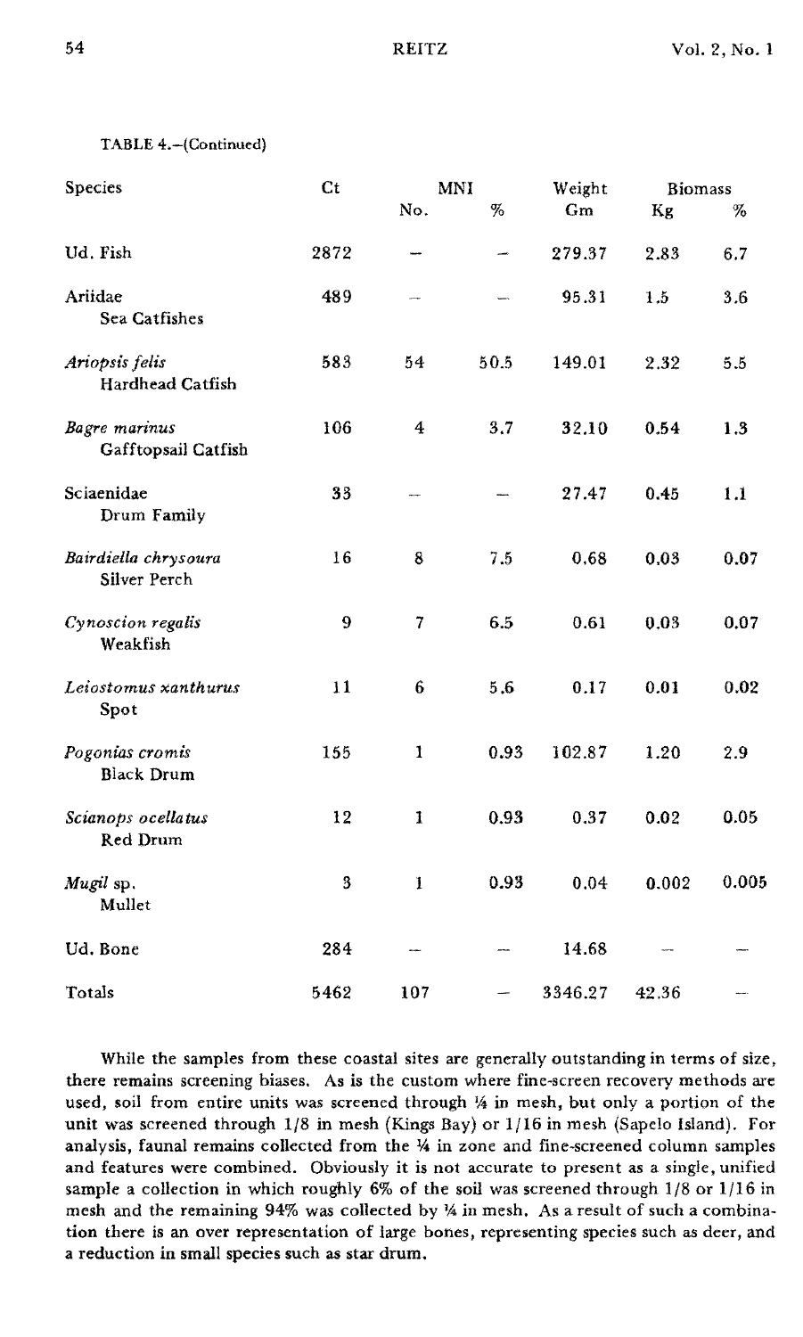TABLE 4.–(Continued)

| Species | Ct | MNI | | Weight | Biomass | |
|---|---|---|---|---|---|---|
| | | No. | % | Gm | Kg | % |
| Ud. Fish | 2872 | – | – | 279.37 | 2.83 | 6.7 |
| Ariidae<br>Sea Catfishes | 489 | – | – | 95.31 | 1.5 | 3.6 |
| *Ariopsis felis*<br>Hardhead Catfish | 583 | 54 | 50.5 | 149.01 | 2.32 | 5.5 |
| *Bagre marinus*<br>Gafftopsail Catfish | 106 | 4 | 3.7 | 32.10 | 0.54 | 1.3 |
| Sciaenidae<br>Drum Family | 33 | – | – | 27.47 | 0.45 | 1.1 |
| *Bairdiella chrysoura*<br>Silver Perch | 16 | 8 | 7.5 | 0.68 | 0.03 | 0.07 |
| *Cynoscion regalis*<br>Weakfish | 9 | 7 | 6.5 | 0.61 | 0.03 | 0.07 |
| *Leiostomus xanthurus*<br>Spot | 11 | 6 | 5.6 | 0.17 | 0.01 | 0.02 |
| *Pogonias cromis*<br>Black Drum | 155 | 1 | 0.93 | 102.87 | 1.20 | 2.9 |
| *Scianops ocellatus*<br>Red Drum | 12 | 1 | 0.93 | 0.37 | 0.02 | 0.05 |
| *Mugil* sp.<br>Mullet | 3 | 1 | 0.93 | 0.04 | 0.002 | 0.005 |
| Ud. Bone | 284 | – | – | 14.68 | – | – |
| Totals | 5462 | 107 | – | 3346.27 | 42.36 | – |

While the samples from these coastal sites are generally outstanding in terms of size, there remains screening biases. As is the custom where fine-screen recovery methods are used, soil from entire units was screened through ¼ in mesh, but only a portion of the unit was screened through 1/8 in mesh (Kings Bay) or 1/16 in mesh (Sapelo Island). For analysis, faunal remains collected from the ¼ in zone and fine-screened column samples and features were combined. Obviously it is not accurate to present as a single, unified sample a collection in which roughly 6% of the soil was screened through 1/8 or 1/16 in mesh and the remaining 94% was collected by ¼ in mesh. As a result of such a combination there is an over representation of large bones, representing species such as deer, and a reduction in small species such as star drum.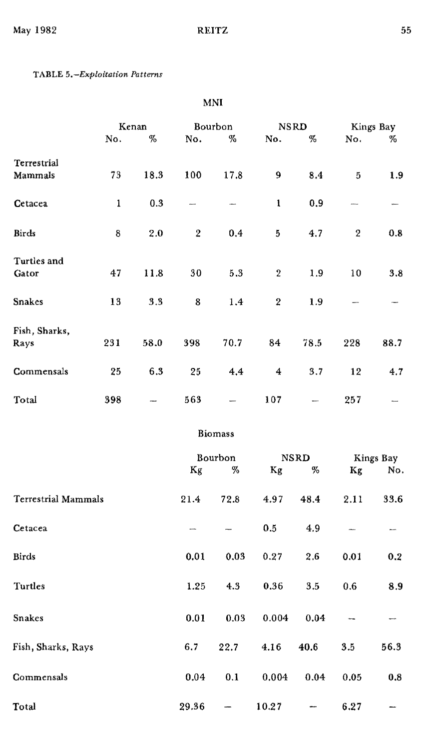TABLE 5.—*Exploitation Patterns*

MNI

| | Kenan | | Bourbon | | NSRD | | Kings Bay | |
|---|---|---|---|---|---|---|---|---|
| | No. | % | No. | % | No. | % | No. | % |
| Terrestrial Mammals | 73 | 18.3 | 100 | 17.8 | 9 | 8.4 | 5 | 1.9 |
| Cetacea | 1 | 0.3 | — | — | 1 | 0.9 | — | — |
| Birds | 8 | 2.0 | 2 | 0.4 | 5 | 4.7 | 2 | 0.8 |
| Turtles and Gator | 47 | 11.8 | 30 | 5.3 | 2 | 1.9 | 10 | 3.8 |
| Snakes | 13 | 3.3 | 8 | 1.4 | 2 | 1.9 | — | — |
| Fish, Sharks, Rays | 231 | 58.0 | 398 | 70.7 | 84 | 78.5 | 228 | 88.7 |
| Commensals | 25 | 6.3 | 25 | 4.4 | 4 | 3.7 | 12 | 4.7 |
| Total | 398 | — | 563 | — | 107 | — | 257 | — |

Biomass

| | Bourbon | | NSRD | | Kings Bay | |
|---|---|---|---|---|---|---|
| | Kg | % | Kg | % | Kg | No. |
| Terrestrial Mammals | 21.4 | 72.8 | 4.97 | 48.4 | 2.11 | 33.6 |
| Cetacea | — | — | 0.5 | 4.9 | — | — |
| Birds | 0.01 | 0.03 | 0.27 | 2.6 | 0.01 | 0.2 |
| Turtles | 1.25 | 4.3 | 0.36 | 3.5 | 0.6 | 8.9 |
| Snakes | 0.01 | 0.03 | 0.004 | 0.04 | — | — |
| Fish, Sharks, Rays | 6.7 | 22.7 | 4.16 | 40.6 | 3.5 | 56.3 |
| Commensals | 0.04 | 0.1 | 0.004 | 0.04 | 0.05 | 0.8 |
| Total | 29.36 | — | 10.27 | — | 6.27 | — |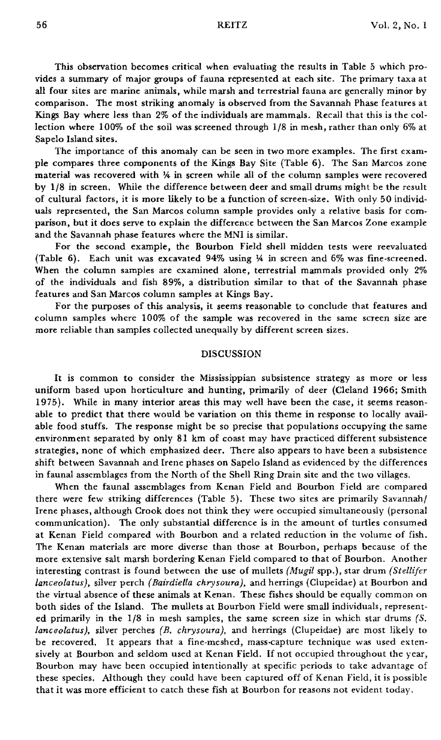This observation becomes critical when evaluating the results in Table 5 which provides a summary of major groups of fauna represented at each site. The primary taxa at all four sites are marine animals, while marsh and terrestrial fauna are generally minor by comparison. The most striking anomaly is observed from the Savannah Phase features at Kings Bay where less than 2% of the individuals are mammals. Recall that this is the collection where 100% of the soil was screened through 1/8 in mesh, rather than only 6% at Sapelo Island sites.

The importance of this anomaly can be seen in two more examples. The first example compares three components of the Kings Bay Site (Table 6). The San Marcos zone material was recovered with ¼ in screen while all of the column samples were recovered by 1/8 in screen. While the difference between deer and small drums might be the result of cultural factors, it is more likely to be a function of screen-size. With only 50 individuals represented, the San Marcos column sample provides only a relative basis for comparison, but it does serve to explain the difference between the San Marcos Zone example and the Savannah phase features where the MNI is similar.

For the second example, the Bourbon Field shell midden tests were reevaluated (Table 6). Each unit was excavated 94% using ¼ in screen and 6% was fine-screened. When the column samples are examined alone, terrestrial mammals provided only 2% of the individuals and fish 89%, a distribution similar to that of the Savannah phase features and San Marcos column samples at Kings Bay.

For the purposes of this analysis, it seems reasonable to conclude that features and column samples where 100% of the sample was recovered in the same screen size are more reliable than samples collected unequally by different screen sizes.

## DISCUSSION

It is common to consider the Mississippian subsistence strategy as more or less uniform based upon horticulture and hunting, primarily of deer (Cleland 1966; Smith 1975). While in many interior areas this may well have been the case, it seems reasonable to predict that there would be variation on this theme in response to locally available food stuffs. The response might be so precise that populations occupying the same environment separated by only 81 km of coast may have practiced different subsistence strategies, none of which emphasized deer. There also appears to have been a subsistence shift between Savannah and Irene phases on Sapelo Island as evidenced by the differences in faunal assemblages from the North of the Shell Ring Drain site and the two villages.

When the faunal assemblages from Kenan Field and Bourbon Field are compared there were few striking differences (Table 5). These two sites are primarily Savannah/Irene phases, although Crook does not think they were occupied simultaneously (personal communication). The only substantial difference is in the amount of turtles consumed at Kenan Field compared with Bourbon and a related reduction in the volume of fish. The Kenan materials are more diverse than those at Bourbon, perhaps because of the more extensive salt marsh bordering Kenan Field compared to that of Bourbon. Another interesting contrast is found between the use of mullets (*Mugil* spp.), star drum (*Stellifer lanceolatus*), silver perch (*Bairdiella chrysoura*), and herrings (Clupeidae) at Bourbon and the virtual absence of these animals at Kenan. These fishes should be equally common on both sides of the Island. The mullets at Bourbon Field were small individuals, represented primarily in the 1/8 in mesh samples, the same screen size in which star drums (*S. lanceolatus*), silver perches (*B. chrysoura*), and herrings (Clupeidae) are most likely to be recovered. It appears that a fine-meshed, mass-capture technique was used extensively at Bourbon and seldom used at Kenan Field. If not occupied throughout the year, Bourbon may have been occupied intentionally at specific periods to take advantage of these species. Although they could have been captured off of Kenan Field, it is possible that it was more efficient to catch these fish at Bourbon for reasons not evident today.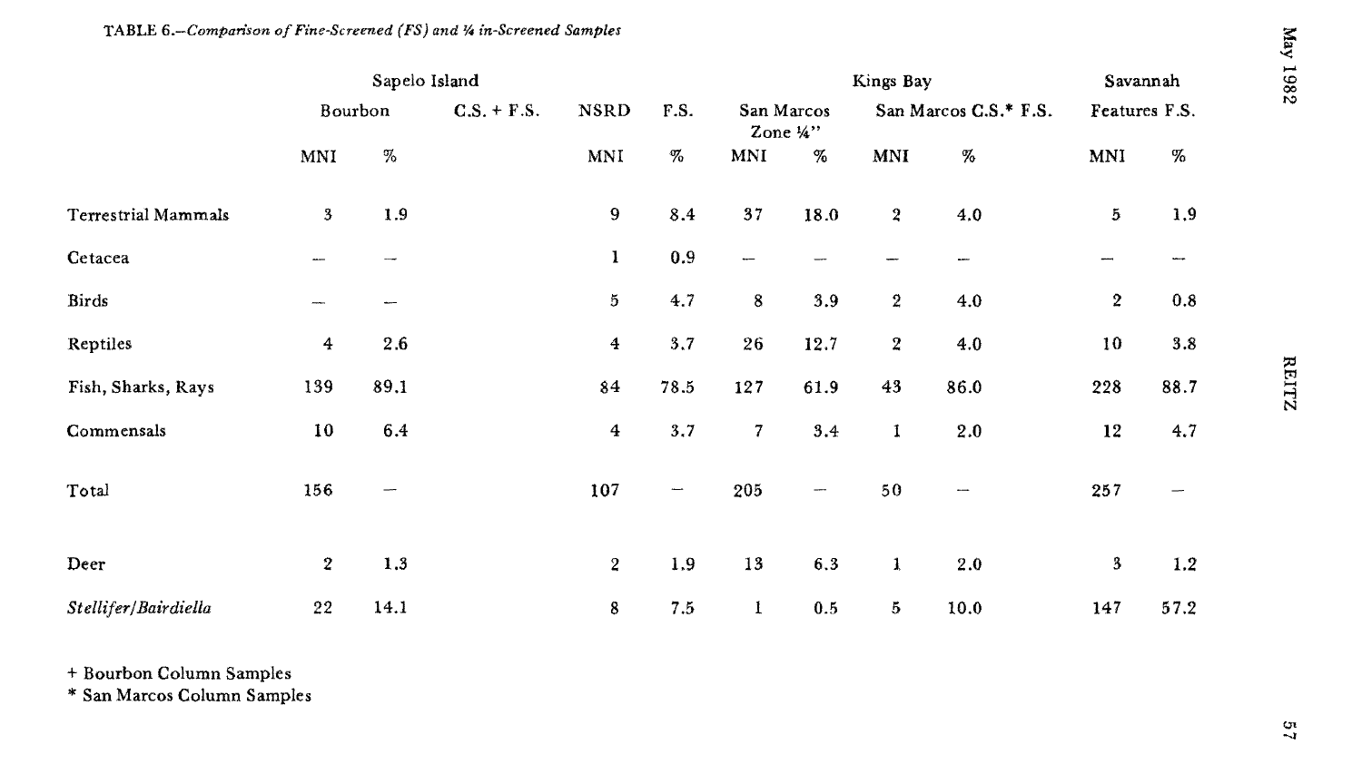TABLE 6.—*Comparison of Fine-Screened (FS) and ¼ in-Screened Samples*

| | Sapelo Island | | | | Kings Bay | | | | Savannah | |
|---|---|---|---|---|---|---|---|---|---|---|
| | Bourbon C.S. + F.S. | | NSRD F.S. | | San Marcos Zone ¼" | | San Marcos C.S.* F.S. | | Features F.S. | |
| | MNI | % | MNI | % | MNI | % | MNI | % | MNI | % |
| Terrestrial Mammals | 3 | 1.9 | 9 | 8.4 | 37 | 18.0 | 2 | 4.0 | 5 | 1.9 |
| Cetacea | — | — | 1 | 0.9 | — | — | — | — | — | — |
| Birds | — | — | 5 | 4.7 | 8 | 3.9 | 2 | 4.0 | 2 | 0.8 |
| Reptiles | 4 | 2.6 | 4 | 3.7 | 26 | 12.7 | 2 | 4.0 | 10 | 3.8 |
| Fish, Sharks, Rays | 139 | 89.1 | 84 | 78.5 | 127 | 61.9 | 43 | 86.0 | 228 | 88.7 |
| Commensals | 10 | 6.4 | 4 | 3.7 | 7 | 3.4 | 1 | 2.0 | 12 | 4.7 |
| Total | 156 | — | 107 | — | 205 | — | 50 | — | 257 | — |
| Deer | 2 | 1.3 | 2 | 1.9 | 13 | 6.3 | 1 | 2.0 | 3 | 1.2 |
| *Stellifer/Bairdiella* | 22 | 14.1 | 8 | 7.5 | 1 | 0.5 | 5 | 10.0 | 147 | 57.2 |

+ Bourbon Column Samples
* San Marcos Column Samples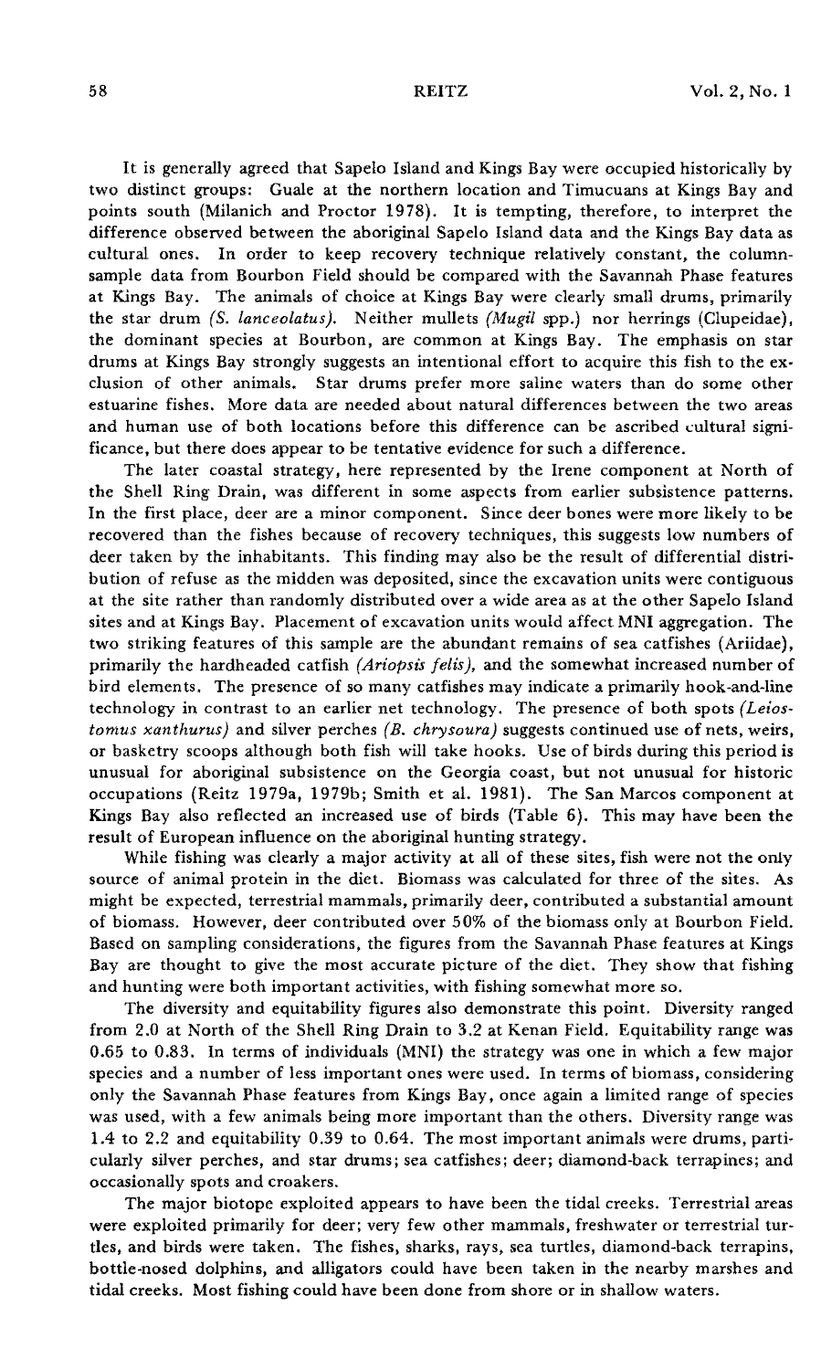It is generally agreed that Sapelo Island and Kings Bay were occupied historically by two distinct groups: Guale at the northern location and Timucuans at Kings Bay and points south (Milanich and Proctor 1978). It is tempting, therefore, to interpret the difference observed between the aboriginal Sapelo Island data and the Kings Bay data as cultural ones. In order to keep recovery technique relatively constant, the column-sample data from Bourbon Field should be compared with the Savannah Phase features at Kings Bay. The animals of choice at Kings Bay were clearly small drums, primarily the star drum *(S. lanceolatus)*. Neither mullets *(Mugil* spp.) nor herrings (Clupeidae), the dominant species at Bourbon, are common at Kings Bay. The emphasis on star drums at Kings Bay strongly suggests an intentional effort to acquire this fish to the exclusion of other animals. Star drums prefer more saline waters than do some other estuarine fishes. More data are needed about natural differences between the two areas and human use of both locations before this difference can be ascribed cultural significance, but there does appear to be tentative evidence for such a difference.

The later coastal strategy, here represented by the Irene component at North of the Shell Ring Drain, was different in some aspects from earlier subsistence patterns. In the first place, deer are a minor component. Since deer bones were more likely to be recovered than the fishes because of recovery techniques, this suggests low numbers of deer taken by the inhabitants. This finding may also be the result of differential distribution of refuse as the midden was deposited, since the excavation units were contiguous at the site rather than randomly distributed over a wide area as at the other Sapelo Island sites and at Kings Bay. Placement of excavation units would affect MNI aggregation. The two striking features of this sample are the abundant remains of sea catfishes (Ariidae), primarily the hardheaded catfish *(Ariopsis felis)*, and the somewhat increased number of bird elements. The presence of so many catfishes may indicate a primarily hook-and-line technology in contrast to an earlier net technology. The presence of both spots *(Leiostomus xanthurus)* and silver perches *(B. chrysoura)* suggests continued use of nets, weirs, or basketry scoops although both fish will take hooks. Use of birds during this period is unusual for aboriginal subsistence on the Georgia coast, but not unusual for historic occupations (Reitz 1979a, 1979b; Smith et al. 1981). The San Marcos component at Kings Bay also reflected an increased use of birds (Table 6). This may have been the result of European influence on the aboriginal hunting strategy.

While fishing was clearly a major activity at all of these sites, fish were not the only source of animal protein in the diet. Biomass was calculated for three of the sites. As might be expected, terrestrial mammals, primarily deer, contributed a substantial amount of biomass. However, deer contributed over 50% of the biomass only at Bourbon Field. Based on sampling considerations, the figures from the Savannah Phase features at Kings Bay are thought to give the most accurate picture of the diet. They show that fishing and hunting were both important activities, with fishing somewhat more so.

The diversity and equitability figures also demonstrate this point. Diversity ranged from 2.0 at North of the Shell Ring Drain to 3.2 at Kenan Field. Equitability range was 0.65 to 0.83. In terms of individuals (MNI) the strategy was one in which a few major species and a number of less important ones were used. In terms of biomass, considering only the Savannah Phase features from Kings Bay, once again a limited range of species was used, with a few animals being more important than the others. Diversity range was 1.4 to 2.2 and equitability 0.39 to 0.64. The most important animals were drums, particularly silver perches, and star drums; sea catfishes; deer; diamond-back terrapines; and occasionally spots and croakers.

The major biotope exploited appears to have been the tidal creeks. Terrestrial areas were exploited primarily for deer; very few other mammals, freshwater or terrestrial turtles, and birds were taken. The fishes, sharks, rays, sea turtles, diamond-back terrapins, bottle-nosed dolphins, and alligators could have been taken in the nearby marshes and tidal creeks. Most fishing could have been done from shore or in shallow waters.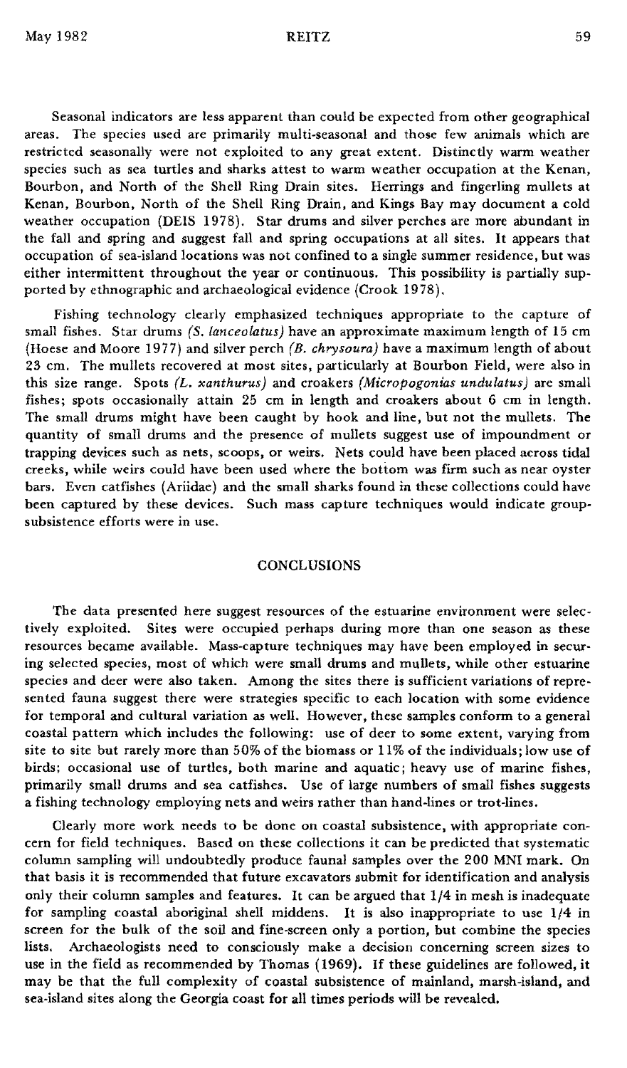Seasonal indicators are less apparent than could be expected from other geographical areas. The species used are primarily multi-seasonal and those few animals which are restricted seasonally were not exploited to any great extent. Distinctly warm weather species such as sea turtles and sharks attest to warm weather occupation at the Kenan, Bourbon, and North of the Shell Ring Drain sites. Herrings and fingerling mullets at Kenan, Bourbon, North of the Shell Ring Drain, and Kings Bay may document a cold weather occupation (DEIS 1978). Star drums and silver perches are more abundant in the fall and spring and suggest fall and spring occupations at all sites. It appears that occupation of sea-island locations was not confined to a single summer residence, but was either intermittent throughout the year or continuous. This possibility is partially supported by ethnographic and archaeological evidence (Crook 1978).

Fishing technology clearly emphasized techniques appropriate to the capture of small fishes. Star drums *(S. lanceolatus)* have an approximate maximum length of 15 cm (Hoese and Moore 1977) and silver perch *(B. chrysoura)* have a maximum length of about 23 cm. The mullets recovered at most sites, particularly at Bourbon Field, were also in this size range. Spots *(L. xanthurus)* and croakers *(Micropogonias undulatus)* are small fishes; spots occasionally attain 25 cm in length and croakers about 6 cm in length. The small drums might have been caught by hook and line, but not the mullets. The quantity of small drums and the presence of mullets suggest use of impoundment or trapping devices such as nets, scoops, or weirs. Nets could have been placed across tidal creeks, while weirs could have been used where the bottom was firm such as near oyster bars. Even catfishes (Ariidae) and the small sharks found in these collections could have been captured by these devices. Such mass capture techniques would indicate group-subsistence efforts were in use.

## CONCLUSIONS

The data presented here suggest resources of the estuarine environment were selectively exploited. Sites were occupied perhaps during more than one season as these resources became available. Mass-capture techniques may have been employed in securing selected species, most of which were small drums and mullets, while other estuarine species and deer were also taken. Among the sites there is sufficient variations of represented fauna suggest there were strategies specific to each location with some evidence for temporal and cultural variation as well. However, these samples conform to a general coastal pattern which includes the following: use of deer to some extent, varying from site to site but rarely more than 50% of the biomass or 11% of the individuals; low use of birds; occasional use of turtles, both marine and aquatic; heavy use of marine fishes, primarily small drums and sea catfishes. Use of large numbers of small fishes suggests a fishing technology employing nets and weirs rather than hand-lines or trot-lines.

Clearly more work needs to be done on coastal subsistence, with appropriate concern for field techniques. Based on these collections it can be predicted that systematic column sampling will undoubtedly produce faunal samples over the 200 MNI mark. On that basis it is recommended that future excavators submit for identification and analysis only their column samples and features. It can be argued that 1/4 in mesh is inadequate for sampling coastal aboriginal shell middens. It is also inappropriate to use 1/4 in screen for the bulk of the soil and fine-screen only a portion, but combine the species lists. Archaeologists need to consciously make a decision concerning screen sizes to use in the field as recommended by Thomas (1969). If these guidelines are followed, it may be that the full complexity of coastal subsistence of mainland, marsh-island, and sea-island sites along the Georgia coast for all times periods will be revealed.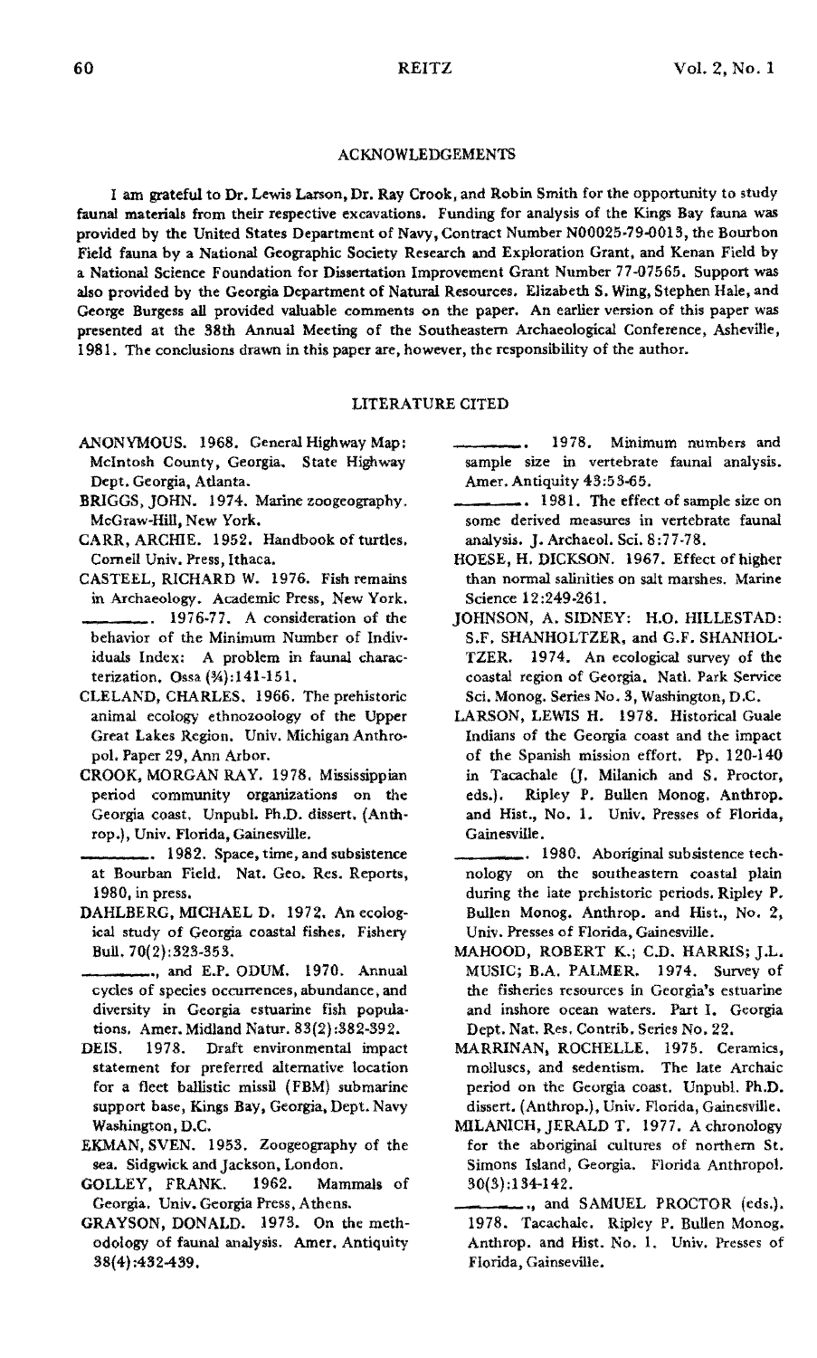## ACKNOWLEDGEMENTS

I am grateful to Dr. Lewis Larson, Dr. Ray Crook, and Robin Smith for the opportunity to study faunal materials from their respective excavations. Funding for analysis of the Kings Bay fauna was provided by the United States Department of Navy, Contract Number N00025-79-0013, the Bourbon Field fauna by a National Geographic Society Research and Exploration Grant, and Kenan Field by a National Science Foundation for Dissertation Improvement Grant Number 77-07565. Support was also provided by the Georgia Department of Natural Resources. Elizabeth S. Wing, Stephen Hale, and George Burgess all provided valuable comments on the paper. An earlier version of this paper was presented at the 38th Annual Meeting of the Southeastern Archaeological Conference, Asheville, 1981. The conclusions drawn in this paper are, however, the responsibility of the author.

## LITERATURE CITED

ANONYMOUS. 1968. General Highway Map: McIntosh County, Georgia. State Highway Dept. Georgia, Atlanta.

BRIGGS, JOHN. 1974. Marine zoogeography. McGraw-Hill, New York.

CARR, ARCHIE. 1952. Handbook of turtles. Cornell Univ. Press, Ithaca.

CASTEEL, RICHARD W. 1976. Fish remains in Archaeology. Academic Press, New York.

———. 1976-77. A consideration of the behavior of the Minimum Number of Individuals Index: A problem in faunal characterization. Ossa (¾):141-151.

CLELAND, CHARLES. 1966. The prehistoric animal ecology ethnozoology of the Upper Great Lakes Region. Univ. Michigan Anthropol. Paper 29, Ann Arbor.

CROOK, MORGAN RAY. 1978. Mississippian period community organizations on the Georgia coast. Unpubl. Ph.D. dissert. (Anthrop.), Univ. Florida, Gainesville.

———. 1982. Space, time, and subsistence at Bourban Field. Nat. Geo. Res. Reports, 1980, in press.

DAHLBERG, MICHAEL D. 1972. An ecological study of Georgia coastal fishes. Fishery Bull. 70(2):323-353.

———, and E.P. ODUM. 1970. Annual cycles of species occurrences, abundance, and diversity in Georgia estuarine fish populations. Amer. Midland Natur. 83(2):382-392.

DEIS. 1978. Draft environmental impact statement for preferred alternative location for a fleet ballistic missil (FBM) submarine support base, Kings Bay, Georgia, Dept. Navy Washington, D.C.

EKMAN, SVEN. 1953. Zoogeography of the sea. Sidgwick and Jackson, London.

GOLLEY, FRANK. 1962. Mammals of Georgia. Univ. Georgia Press, Athens.

GRAYSON, DONALD. 1973. On the methodology of faunal analysis. Amer. Antiquity 38(4):432-439.

———. 1978. Minimum numbers and sample size in vertebrate faunal analysis. Amer. Antiquity 43:53-65.

———. 1981. The effect of sample size on some derived measures in vertebrate faunal analysis. J. Archaeol. Sci. 8:77-78.

HOESE, H. DICKSON. 1967. Effect of higher than normal salinities on salt marshes. Marine Science 12:249-261.

JOHNSON, A. SIDNEY: H.O. HILLESTAD: S.F. SHANHOLTZER, and G.F. SHANHOLTZER. 1974. An ecological survey of the coastal region of Georgia. Natl. Park Service Sci. Monog. Series No. 3, Washington, D.C.

LARSON, LEWIS H. 1978. Historical Guale Indians of the Georgia coast and the impact of the Spanish mission effort. Pp. 120-140 in Tacachale (J. Milanich and S. Proctor, eds.). Ripley P. Bullen Monog. Anthrop. and Hist., No. 1. Univ. Presses of Florida, Gainesville.

———. 1980. Aboriginal subsistence technology on the southeastern coastal plain during the late prehistoric periods. Ripley P. Bullen Monog. Anthrop. and Hist., No. 2, Univ. Presses of Florida, Gainesville.

MAHOOD, ROBERT K.; C.D. HARRIS; J.L. MUSIC; B.A. PALMER. 1974. Survey of the fisheries resources in Georgia's estuarine and inshore ocean waters. Part I. Georgia Dept. Nat. Res. Contrib. Series No. 22.

MARRINAN, ROCHELLE. 1975. Ceramics, molluscs, and sedentism. The late Archaic period on the Georgia coast. Unpubl. Ph.D. dissert. (Anthrop.), Univ. Florida, Gainesville.

MILANICH, JERALD T. 1977. A chronology for the aboriginal cultures of northern St. Simons Island, Georgia. Florida Anthropol. 30(3):134-142.

———, and SAMUEL PROCTOR (eds.). 1978. Tacachale. Ripley P. Bullen Monog. Anthrop. and Hist. No. 1. Univ. Presses of Florida, Gainseville.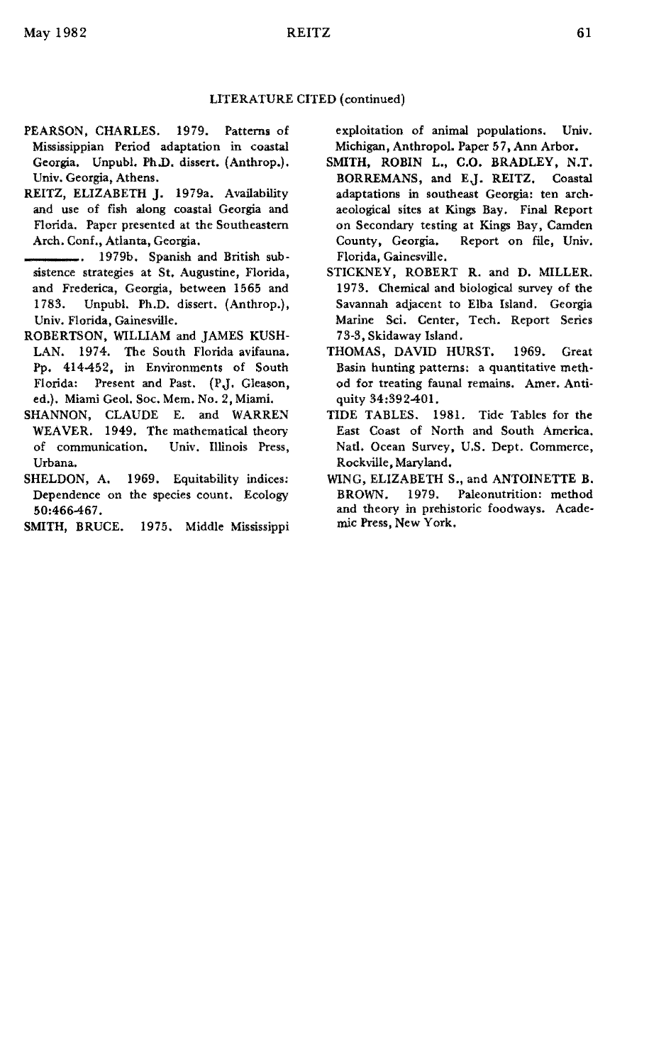LITERATURE CITED (continued)

PEARSON, CHARLES. 1979. Patterns of Mississippian Period adaptation in coastal Georgia. Unpubl. Ph.D. dissert. (Anthrop.). Univ. Georgia, Athens.

REITZ, ELIZABETH J. 1979a. Availability and use of fish along coastal Georgia and Florida. Paper presented at the Southeastern Arch. Conf., Atlanta, Georgia.

———. 1979b. Spanish and British subsistence strategies at St. Augustine, Florida, and Frederica, Georgia, between 1565 and 1783. Unpubl. Ph.D. dissert. (Anthrop.), Univ. Florida, Gainesville.

ROBERTSON, WILLIAM and JAMES KUSHLAN. 1974. The South Florida avifauna. Pp. 414-452, in Environments of South Florida: Present and Past. (P.J. Gleason, ed.). Miami Geol. Soc. Mem. No. 2, Miami.

SHANNON, CLAUDE E. and WARREN WEAVER. 1949. The mathematical theory of communication. Univ. Illinois Press, Urbana.

SHELDON, A. 1969. Equitability indices: Dependence on the species count. Ecology 50:466-467.

SMITH, BRUCE. 1975. Middle Mississippi exploitation of animal populations. Univ. Michigan, Anthropol. Paper 57, Ann Arbor.

SMITH, ROBIN L., C.O. BRADLEY, N.T. BORREMANS, and E.J. REITZ. Coastal adaptations in southeast Georgia: ten archaeological sites at Kings Bay. Final Report on Secondary testing at Kings Bay, Camden County, Georgia. Report on file, Univ. Florida, Gainesville.

STICKNEY, ROBERT R. and D. MILLER. 1973. Chemical and biological survey of the Savannah adjacent to Elba Island. Georgia Marine Sci. Center, Tech. Report Series 73-3, Skidaway Island.

THOMAS, DAVID HURST. 1969. Great Basin hunting patterns: a quantitative method for treating faunal remains. Amer. Antiquity 34:392-401.

TIDE TABLES. 1981. Tide Tables for the East Coast of North and South America. Natl. Ocean Survey, U.S. Dept. Commerce, Rockville, Maryland.

WING, ELIZABETH S., and ANTOINETTE B. BROWN. 1979. Paleonutrition: method and theory in prehistoric foodways. Academic Press, New York.